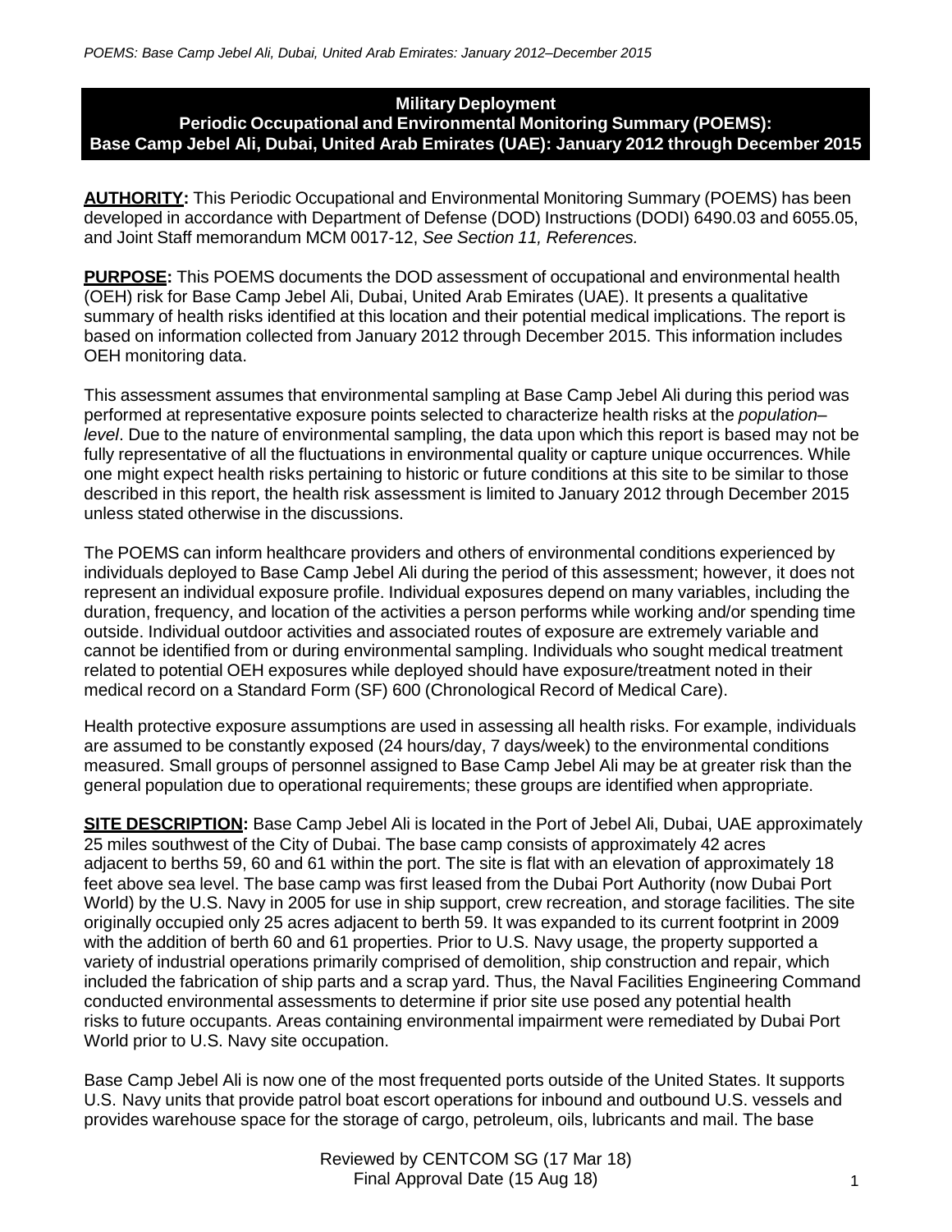**Military Deployment**
**Periodic Occupational and Environmental Monitoring Summary (POEMS):**
**Base Camp Jebel Ali, Dubai, United Arab Emirates (UAE): January 2012 through December 2015**

**AUTHORITY:** This Periodic Occupational and Environmental Monitoring Summary (POEMS) has been developed in accordance with Department of Defense (DOD) Instructions (DODI) 6490.03 and 6055.05, and Joint Staff memorandum MCM 0017-12, *See Section 11, References.*

**PURPOSE:** This POEMS documents the DOD assessment of occupational and environmental health (OEH) risk for Base Camp Jebel Ali, Dubai, United Arab Emirates (UAE). It presents a qualitative summary of health risks identified at this location and their potential medical implications. The report is based on information collected from January 2012 through December 2015. This information includes OEH monitoring data.

This assessment assumes that environmental sampling at Base Camp Jebel Ali during this period was performed at representative exposure points selected to characterize health risks at the *population–level*. Due to the nature of environmental sampling, the data upon which this report is based may not be fully representative of all the fluctuations in environmental quality or capture unique occurrences. While one might expect health risks pertaining to historic or future conditions at this site to be similar to those described in this report, the health risk assessment is limited to January 2012 through December 2015 unless stated otherwise in the discussions.

The POEMS can inform healthcare providers and others of environmental conditions experienced by individuals deployed to Base Camp Jebel Ali during the period of this assessment; however, it does not represent an individual exposure profile. Individual exposures depend on many variables, including the duration, frequency, and location of the activities a person performs while working and/or spending time outside. Individual outdoor activities and associated routes of exposure are extremely variable and cannot be identified from or during environmental sampling. Individuals who sought medical treatment related to potential OEH exposures while deployed should have exposure/treatment noted in their medical record on a Standard Form (SF) 600 (Chronological Record of Medical Care).

Health protective exposure assumptions are used in assessing all health risks. For example, individuals are assumed to be constantly exposed (24 hours/day, 7 days/week) to the environmental conditions measured. Small groups of personnel assigned to Base Camp Jebel Ali may be at greater risk than the general population due to operational requirements; these groups are identified when appropriate.

**SITE DESCRIPTION:** Base Camp Jebel Ali is located in the Port of Jebel Ali, Dubai, UAE approximately 25 miles southwest of the City of Dubai. The base camp consists of approximately 42 acres adjacent to berths 59, 60 and 61 within the port. The site is flat with an elevation of approximately 18 feet above sea level. The base camp was first leased from the Dubai Port Authority (now Dubai Port World) by the U.S. Navy in 2005 for use in ship support, crew recreation, and storage facilities. The site originally occupied only 25 acres adjacent to berth 59. It was expanded to its current footprint in 2009 with the addition of berth 60 and 61 properties. Prior to U.S. Navy usage, the property supported a variety of industrial operations primarily comprised of demolition, ship construction and repair, which included the fabrication of ship parts and a scrap yard. Thus, the Naval Facilities Engineering Command conducted environmental assessments to determine if prior site use posed any potential health risks to future occupants. Areas containing environmental impairment were remediated by Dubai Port World prior to U.S. Navy site occupation.

Base Camp Jebel Ali is now one of the most frequented ports outside of the United States. It supports U.S. Navy units that provide patrol boat escort operations for inbound and outbound U.S. vessels and provides warehouse space for the storage of cargo, petroleum, oils, lubricants and mail. The base

Reviewed by CENTCOM SG (17 Mar 18)
Final Approval Date (15 Aug 18)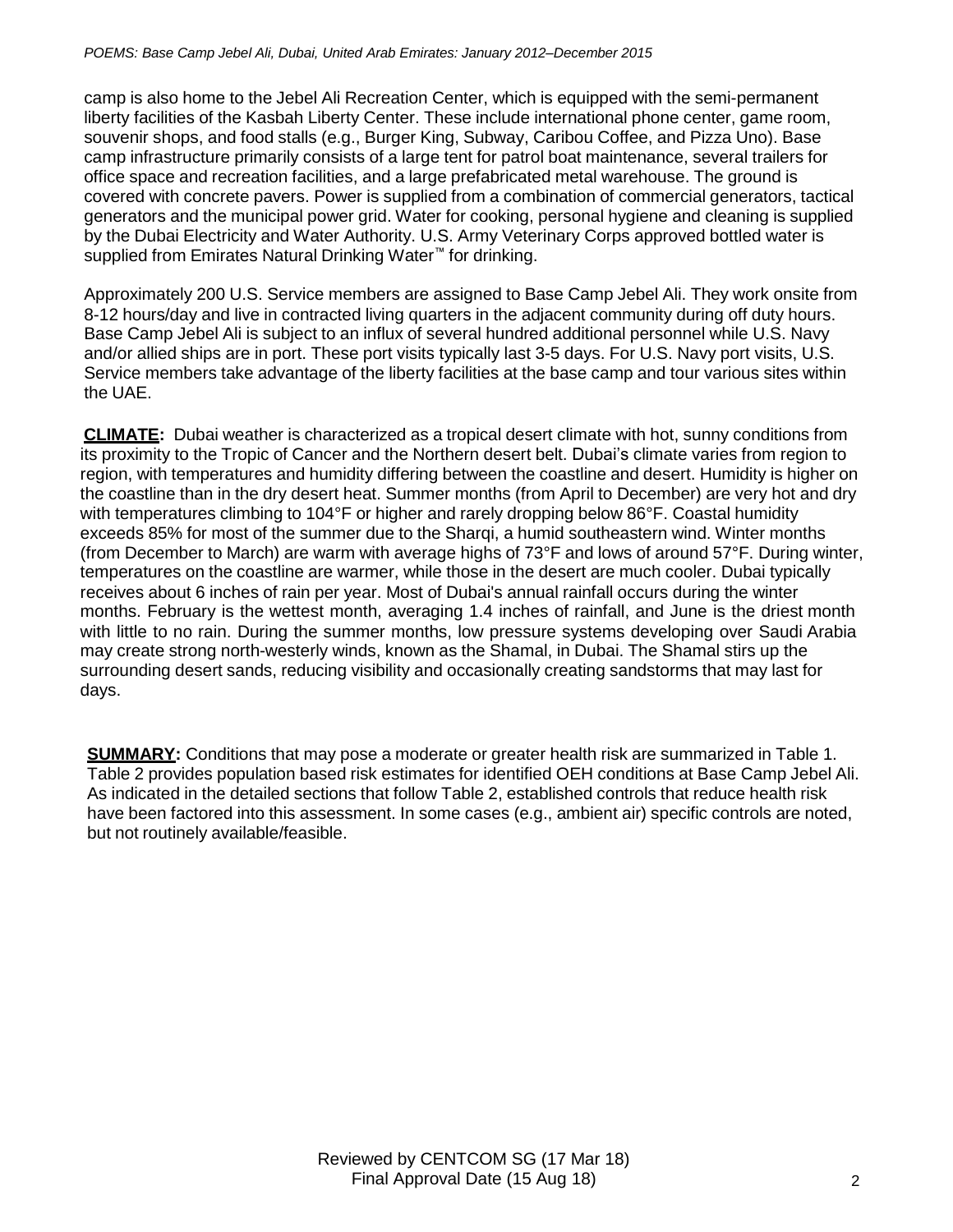camp is also home to the Jebel Ali Recreation Center, which is equipped with the semi-permanent liberty facilities of the Kasbah Liberty Center. These include international phone center, game room, souvenir shops, and food stalls (e.g., Burger King, Subway, Caribou Coffee, and Pizza Uno). Base camp infrastructure primarily consists of a large tent for patrol boat maintenance, several trailers for office space and recreation facilities, and a large prefabricated metal warehouse. The ground is covered with concrete pavers. Power is supplied from a combination of commercial generators, tactical generators and the municipal power grid. Water for cooking, personal hygiene and cleaning is supplied by the Dubai Electricity and Water Authority. U.S. Army Veterinary Corps approved bottled water is supplied from Emirates Natural Drinking Water™ for drinking.

Approximately 200 U.S. Service members are assigned to Base Camp Jebel Ali. They work onsite from 8-12 hours/day and live in contracted living quarters in the adjacent community during off duty hours. Base Camp Jebel Ali is subject to an influx of several hundred additional personnel while U.S. Navy and/or allied ships are in port. These port visits typically last 3-5 days. For U.S. Navy port visits, U.S. Service members take advantage of the liberty facilities at the base camp and tour various sites within the UAE.

**CLIMATE:** Dubai weather is characterized as a tropical desert climate with hot, sunny conditions from its proximity to the Tropic of Cancer and the Northern desert belt. Dubai's climate varies from region to region, with temperatures and humidity differing between the coastline and desert. Humidity is higher on the coastline than in the dry desert heat. Summer months (from April to December) are very hot and dry with temperatures climbing to 104°F or higher and rarely dropping below 86°F. Coastal humidity exceeds 85% for most of the summer due to the Sharqi, a humid southeastern wind. Winter months (from December to March) are warm with average highs of 73°F and lows of around 57°F. During winter, temperatures on the coastline are warmer, while those in the desert are much cooler. Dubai typically receives about 6 inches of rain per year. Most of Dubai's annual rainfall occurs during the winter months. February is the wettest month, averaging 1.4 inches of rainfall, and June is the driest month with little to no rain. During the summer months, low pressure systems developing over Saudi Arabia may create strong north-westerly winds, known as the Shamal, in Dubai. The Shamal stirs up the surrounding desert sands, reducing visibility and occasionally creating sandstorms that may last for days.

**SUMMARY:** Conditions that may pose a moderate or greater health risk are summarized in Table 1. Table 2 provides population based risk estimates for identified OEH conditions at Base Camp Jebel Ali. As indicated in the detailed sections that follow Table 2, established controls that reduce health risk have been factored into this assessment. In some cases (e.g., ambient air) specific controls are noted, but not routinely available/feasible.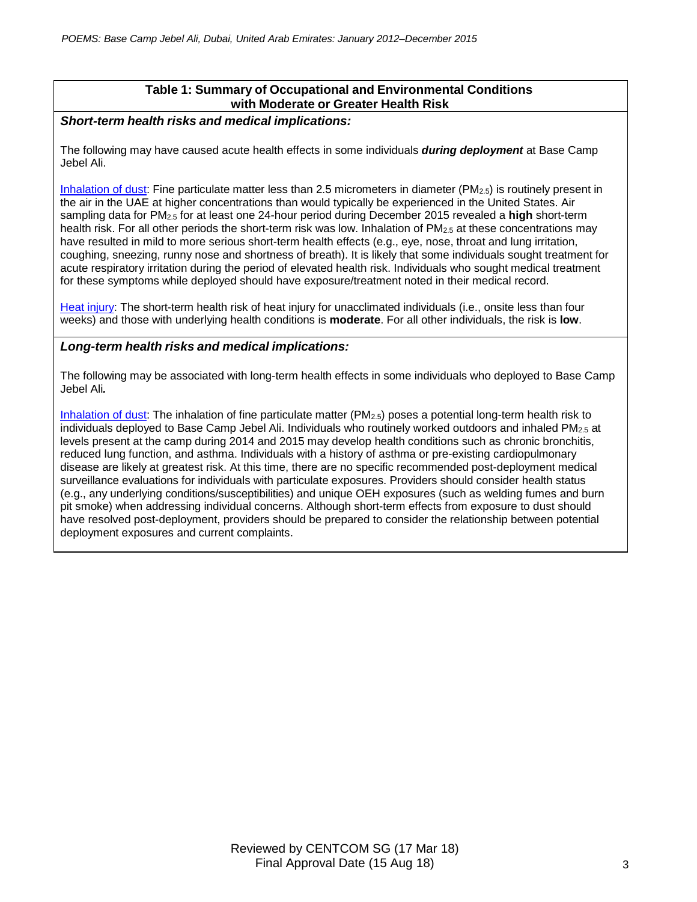## Table 1: Summary of Occupational and Environmental Conditions with Moderate or Greater Health Risk

***Short-term health risks and medical implications:***

The following may have caused acute health effects in some individuals ***during deployment*** at Base Camp Jebel Ali.

Inhalation of dust: Fine particulate matter less than 2.5 micrometers in diameter ($PM_{2.5}$) is routinely present in the air in the UAE at higher concentrations than would typically be experienced in the United States. Air sampling data for $PM_{2.5}$ for at least one 24-hour period during December 2015 revealed a **high** short-term health risk. For all other periods the short-term risk was low. Inhalation of $PM_{2.5}$ at these concentrations may have resulted in mild to more serious short-term health effects (e.g., eye, nose, throat and lung irritation, coughing, sneezing, runny nose and shortness of breath). It is likely that some individuals sought treatment for acute respiratory irritation during the period of elevated health risk. Individuals who sought medical treatment for these symptoms while deployed should have exposure/treatment noted in their medical record.

Heat injury: The short-term health risk of heat injury for unacclimated individuals (i.e., onsite less than four weeks) and those with underlying health conditions is **moderate**. For all other individuals, the risk is **low**.

***Long-term health risks and medical implications:***

The following may be associated with long-term health effects in some individuals who deployed to Base Camp Jebel Ali***.***

Inhalation of dust: The inhalation of fine particulate matter ($PM_{2.5}$) poses a potential long-term health risk to individuals deployed to Base Camp Jebel Ali. Individuals who routinely worked outdoors and inhaled $PM_{2.5}$ at levels present at the camp during 2014 and 2015 may develop health conditions such as chronic bronchitis, reduced lung function, and asthma. Individuals with a history of asthma or pre-existing cardiopulmonary disease are likely at greatest risk. At this time, there are no specific recommended post-deployment medical surveillance evaluations for individuals with particulate exposures. Providers should consider health status (e.g., any underlying conditions/susceptibilities) and unique OEH exposures (such as welding fumes and burn pit smoke) when addressing individual concerns. Although short-term effects from exposure to dust should have resolved post-deployment, providers should be prepared to consider the relationship between potential deployment exposures and current complaints.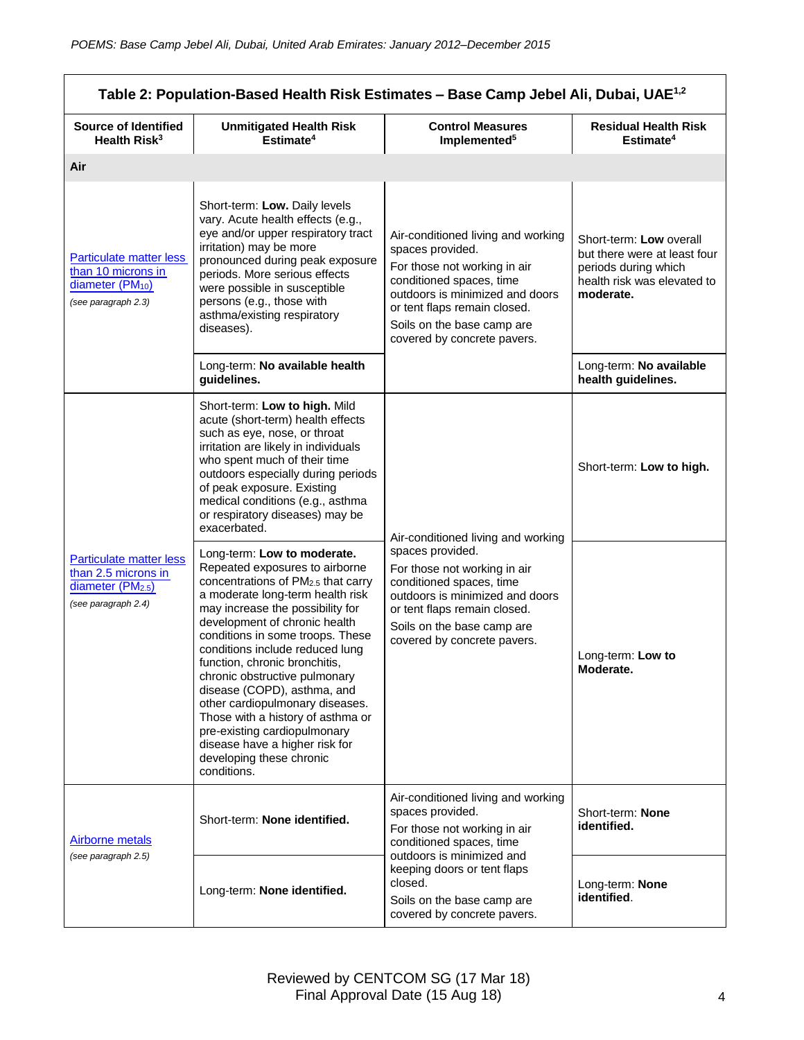| Table 2: Population-Based Health Risk Estimates – Base Camp Jebel Ali, Dubai, UAE[1,2] | | | |
|---|---|---|---|
| **Source of Identified Health Risk[3]** | **Unmitigated Health Risk Estimate[4]** | **Control Measures Implemented[5]** | **Residual Health Risk Estimate[4]** |
| **Air** | | | |
| Particulate matter less than 10 microns in diameter ($PM_{10}$) *(see paragraph 2.3)* | Short-term: **Low.** Daily levels vary. Acute health effects (e.g., eye and/or upper respiratory tract irritation) may be more pronounced during peak exposure periods. More serious effects were possible in susceptible persons (e.g., those with asthma/existing respiratory diseases). | Air-conditioned living and working spaces provided. For those not working in air conditioned spaces, time outdoors is minimized and doors or tent flaps remain closed. Soils on the base camp are covered by concrete pavers. | Short-term: **Low** overall but there were at least four periods during which health risk was elevated to **moderate.** |
| | Long-term: **No available health guidelines.** | | Long-term: **No available health guidelines.** |
| Particulate matter less than 2.5 microns in diameter ($PM_{2.5}$) *(see paragraph 2.4)* | Short-term: **Low to high.** Mild acute (short-term) health effects such as eye, nose, or throat irritation are likely in individuals who spent much of their time outdoors especially during periods of peak exposure. Existing medical conditions (e.g., asthma or respiratory diseases) may be exacerbated. | Air-conditioned living and working spaces provided. For those not working in air conditioned spaces, time outdoors is minimized and doors or tent flaps remain closed. Soils on the base camp are covered by concrete pavers. | Short-term: **Low to high.** |
| | Long-term: **Low to moderate.** Repeated exposures to airborne concentrations of $PM_{2.5}$ that carry a moderate long-term health risk may increase the possibility for development of chronic health conditions in some troops. These conditions include reduced lung function, chronic bronchitis, chronic obstructive pulmonary disease (COPD), asthma, and other cardiopulmonary diseases. Those with a history of asthma or pre-existing cardiopulmonary disease have a higher risk for developing these chronic conditions. | | Long-term: **Low to Moderate.** |
| Airborne metals *(see paragraph 2.5)* | Short-term: **None identified.** | Air-conditioned living and working spaces provided. For those not working in air conditioned spaces, time outdoors is minimized and keeping doors or tent flaps closed. Soils on the base camp are covered by concrete pavers. | Short-term: **None identified.** |
| | Long-term: **None identified.** | | Long-term: **None identified**. |

Reviewed by CENTCOM SG (17 Mar 18)
Final Approval Date (15 Aug 18)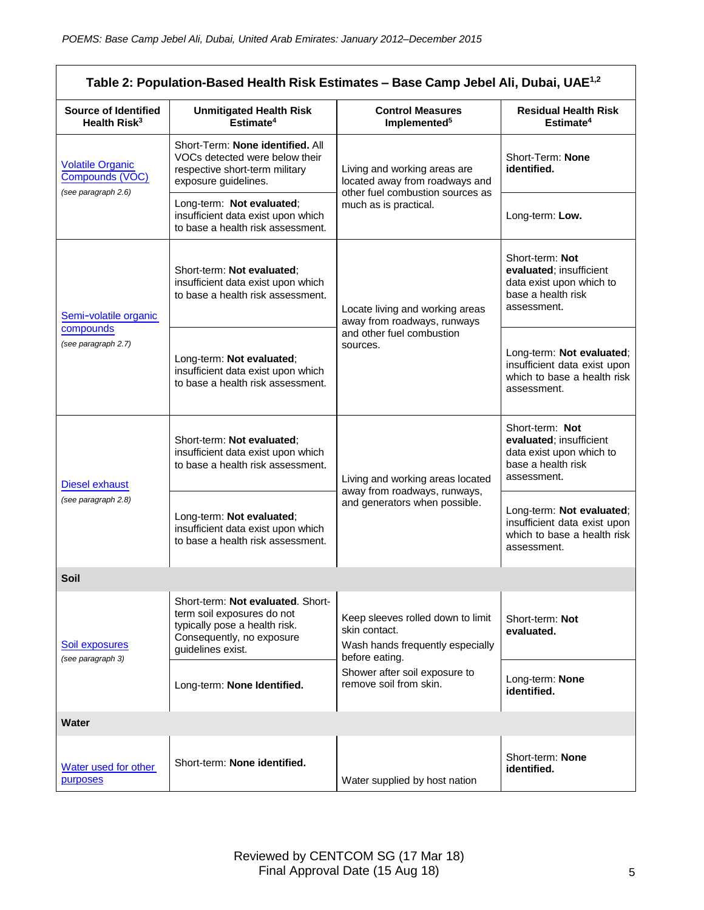| Table 2: Population-Based Health Risk Estimates – Base Camp Jebel Ali, Dubai, UAE[1,2] | | | |
|---|---|---|---|
| **Source of Identified Health Risk[3]** | **Unmitigated Health Risk Estimate[4]** | **Control Measures Implemented[5]** | **Residual Health Risk Estimate[4]** |
| Volatile Organic Compounds (VOC) *(see paragraph 2.6)* | Short-Term: **None identified.** All VOCs detected were below their respective short-term military exposure guidelines. | Living and working areas are located away from roadways and other fuel combustion sources as much as is practical. | Short-Term: **None identified.** |
| | Long-term: **Not evaluated**; insufficient data exist upon which to base a health risk assessment. | | Long-term: **Low.** |
| Semi-volatile organic compounds *(see paragraph 2.7)* | Short-term: **Not evaluated**; insufficient data exist upon which to base a health risk assessment. | Locate living and working areas away from roadways, runways and other fuel combustion sources. | Short-term: **Not evaluated**; insufficient data exist upon which to base a health risk assessment. |
| | Long-term: **Not evaluated**; insufficient data exist upon which to base a health risk assessment. | | Long-term: **Not evaluated**; insufficient data exist upon which to base a health risk assessment. |
| Diesel exhaust *(see paragraph 2.8)* | Short-term: **Not evaluated**; insufficient data exist upon which to base a health risk assessment. | Living and working areas located away from roadways, runways, and generators when possible. | Short-term: **Not evaluated**; insufficient data exist upon which to base a health risk assessment. |
| | Long-term: **Not evaluated**; insufficient data exist upon which to base a health risk assessment. | | Long-term: **Not evaluated**; insufficient data exist upon which to base a health risk assessment. |
| **Soil** | | | |
| Soil exposures *(see paragraph 3)* | Short-term: **Not evaluated**. Short-term soil exposures do not typically pose a health risk. Consequently, no exposure guidelines exist. | Keep sleeves rolled down to limit skin contact. Wash hands frequently especially before eating. Shower after soil exposure to remove soil from skin. | Short-term: **Not evaluated.** |
| | Long-term: **None Identified.** | | Long-term: **None identified.** |
| **Water** | | | |
| Water used for other purposes | Short-term: **None identified.** | Water supplied by host nation | Short-term: **None identified.** |

Reviewed by CENTCOM SG (17 Mar 18)
Final Approval Date (15 Aug 18)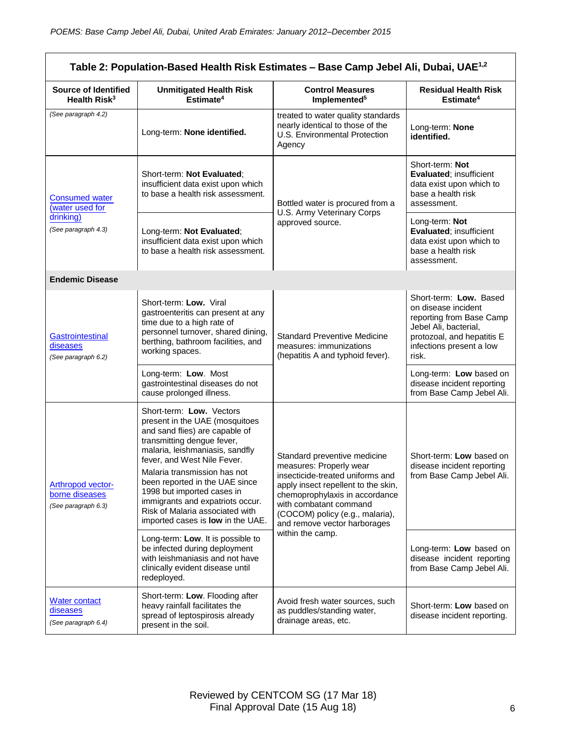| Table 2: Population-Based Health Risk Estimates – Base Camp Jebel Ali, Dubai, UAE[1,2] | | | |
|---|---|---|---|
| **Source of Identified Health Risk[3]** | **Unmitigated Health Risk Estimate[4]** | **Control Measures Implemented[5]** | **Residual Health Risk Estimate[4]** |
| *(See paragraph 4.2)* | Long-term: **None identified.** | treated to water quality standards nearly identical to those of the U.S. Environmental Protection Agency | Long-term: **None identified.** |
| Consumed water (water used for drinking) *(See paragraph 4.3)* | Short-term: **Not Evaluated**; insufficient data exist upon which to base a health risk assessment. | Bottled water is procured from a U.S. Army Veterinary Corps approved source. | Short-term: **Not Evaluated**; insufficient data exist upon which to base a health risk assessment. |
| | Long-term: **Not Evaluated**; insufficient data exist upon which to base a health risk assessment. | | Long-term: **Not Evaluated**; insufficient data exist upon which to base a health risk assessment. |
| **Endemic Disease** | | | |
| Gastrointestinal diseases *(See paragraph 6.2)* | Short-term: **Low.** Viral gastroenteritis can present at any time due to a high rate of personnel turnover, shared dining, berthing, bathroom facilities, and working spaces. | Standard Preventive Medicine measures: immunizations (hepatitis A and typhoid fever). | Short-term: **Low.** Based on disease incident reporting from Base Camp Jebel Ali, bacterial, protozoal, and hepatitis E infections present a low risk. |
| | Long-term: **Low**. Most gastrointestinal diseases do not cause prolonged illness. | | Long-term: **Low** based on disease incident reporting from Base Camp Jebel Ali. |
| Arthropod vector-borne diseases *(See paragraph 6.3)* | Short-term: **Low.** Vectors present in the UAE (mosquitoes and sand flies) are capable of transmitting dengue fever, malaria, leishmaniasis, sandfly fever, and West Nile Fever. Malaria transmission has not been reported in the UAE since 1998 but imported cases in immigrants and expatriots occur. Risk of Malaria associated with imported cases is **low** in the UAE. | Standard preventive medicine measures: Properly wear insecticide-treated uniforms and apply insect repellent to the skin, chemoprophylaxis in accordance with combatant command (COCOM) policy (e.g., malaria), and remove vector harborages within the camp. | Short-term: **Low** based on disease incident reporting from Base Camp Jebel Ali. |
| | Long-term: **Low**. It is possible to be infected during deployment with leishmaniasis and not have clinically evident disease until redeployed. | | Long-term: **Low** based on disease incident reporting from Base Camp Jebel Ali. |
| Water contact diseases *(See paragraph 6.4)* | Short-term: **Low**. Flooding after heavy rainfall facilitates the spread of leptospirosis already present in the soil. | Avoid fresh water sources, such as puddles/standing water, drainage areas, etc. | Short-term: **Low** based on disease incident reporting. |

Reviewed by CENTCOM SG (17 Mar 18)
Final Approval Date (15 Aug 18)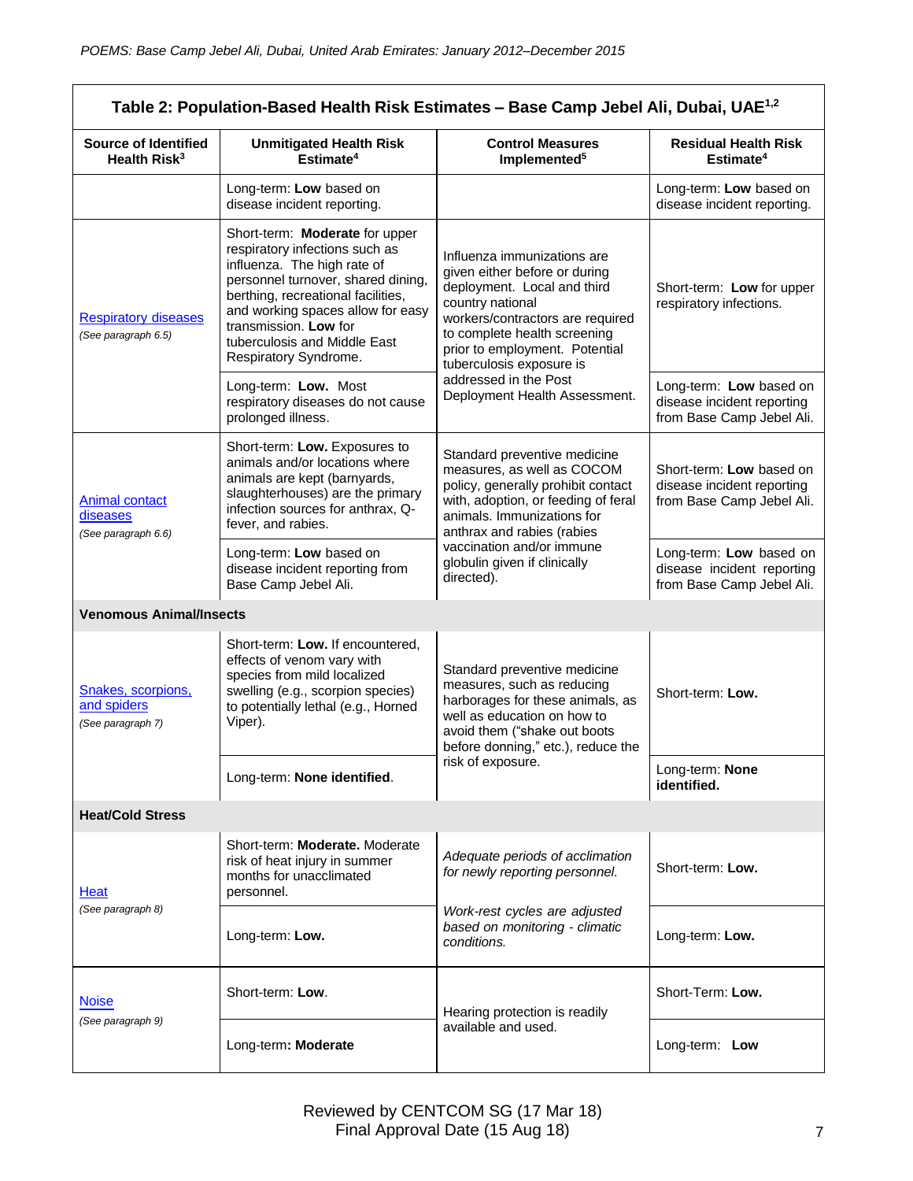**Table 2: Population-Based Health Risk Estimates – Base Camp Jebel Ali, Dubai, UAE[1,2]**

| Source of Identified Health Risk[3] | Unmitigated Health Risk Estimate[4] | Control Measures Implemented[5] | Residual Health Risk Estimate[4] |
|---|---|---|---|
| | Long-term: **Low** based on disease incident reporting. | | Long-term: **Low** based on disease incident reporting. |
| Respiratory diseases *(See paragraph 6.5)* | Short-term: **Moderate** for upper respiratory infections such as influenza. The high rate of personnel turnover, shared dining, berthing, recreational facilities, and working spaces allow for easy transmission. **Low** for tuberculosis and Middle East Respiratory Syndrome. | Influenza immunizations are given either before or during deployment. Local and third country national workers/contractors are required to complete health screening prior to employment. Potential tuberculosis exposure is addressed in the Post Deployment Health Assessment. | Short-term: **Low** for upper respiratory infections. |
| | Long-term: **Low.** Most respiratory diseases do not cause prolonged illness. | | Long-term: **Low** based on disease incident reporting from Base Camp Jebel Ali. |
| Animal contact diseases *(See paragraph 6.6)* | Short-term: **Low.** Exposures to animals and/or locations where animals are kept (barnyards, slaughterhouses) are the primary infection sources for anthrax, Q-fever, and rabies. | Standard preventive medicine measures, as well as COCOM policy, generally prohibit contact with, adoption, or feeding of feral animals. Immunizations for anthrax and rabies (rabies vaccination and/or immune globulin given if clinically directed). | Short-term: **Low** based on disease incident reporting from Base Camp Jebel Ali. |
| | Long-term: **Low** based on disease incident reporting from Base Camp Jebel Ali. | | Long-term: **Low** based on disease incident reporting from Base Camp Jebel Ali. |
| **Venomous Animal/Insects** | | | |
| Snakes, scorpions, and spiders *(See paragraph 7)* | Short-term: **Low.** If encountered, effects of venom vary with species from mild localized swelling (e.g., scorpion species) to potentially lethal (e.g., Horned Viper). | Standard preventive medicine measures, such as reducing harborages for these animals, as well as education on how to avoid them ("shake out boots before donning," etc.), reduce the risk of exposure. | Short-term: **Low.** |
| | Long-term: **None identified**. | | Long-term: **None identified.** |
| **Heat/Cold Stress** | | | |
| Heat *(See paragraph 8)* | Short-term: **Moderate.** Moderate risk of heat injury in summer months for unacclimated personnel. | *Adequate periods of acclimation for newly reporting personnel.* *Work-rest cycles are adjusted based on monitoring - climatic conditions.* | Short-term: **Low.** |
| | Long-term: **Low.** | | Long-term: **Low.** |
| Noise *(See paragraph 9)* | Short-term: **Low**. | Hearing protection is readily available and used. | Short-Term: **Low.** |
| | Long-term**: Moderate** | | Long-term: **Low** |

Reviewed by CENTCOM SG (17 Mar 18)
Final Approval Date (15 Aug 18)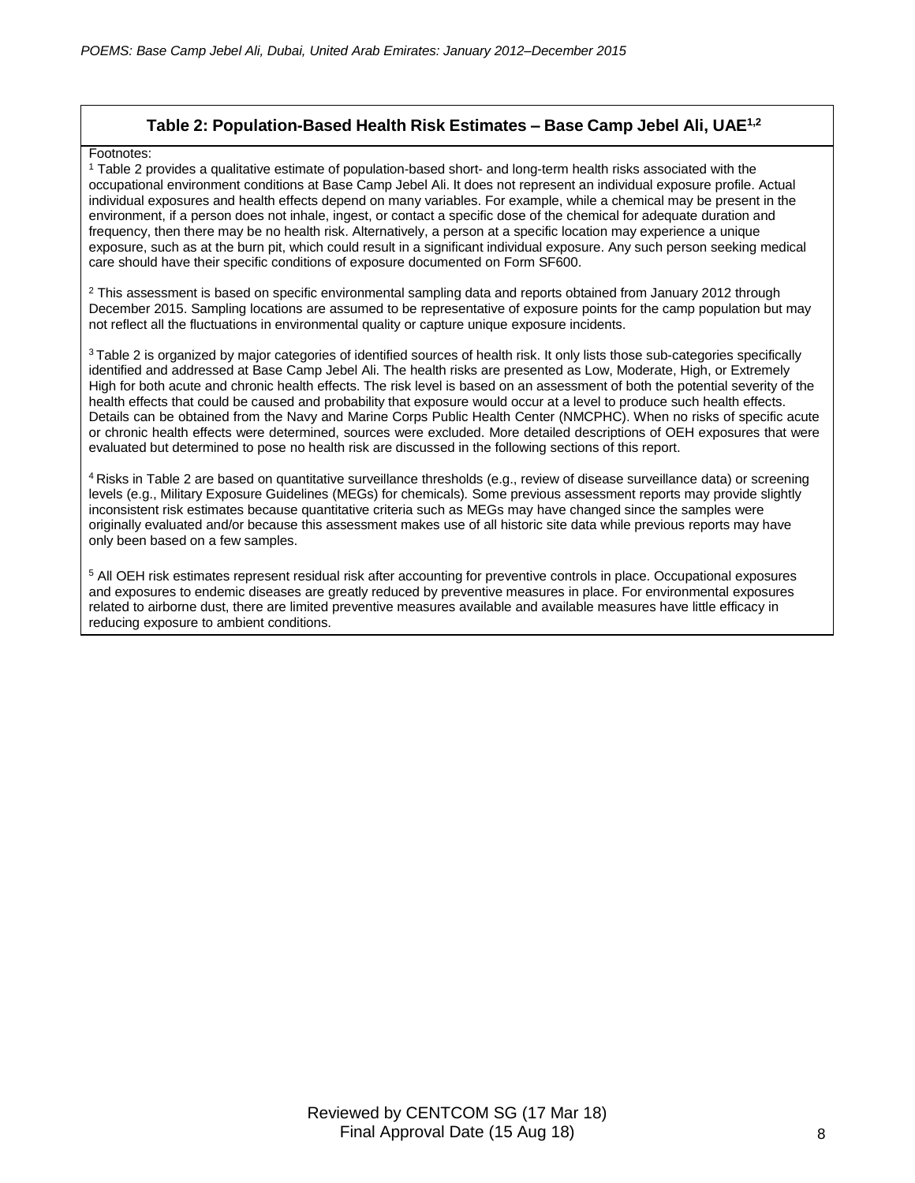**Table 2: Population-Based Health Risk Estimates – Base Camp Jebel Ali, UAE[1,2]**

Footnotes:

[1] Table 2 provides a qualitative estimate of population-based short- and long-term health risks associated with the occupational environment conditions at Base Camp Jebel Ali. It does not represent an individual exposure profile. Actual individual exposures and health effects depend on many variables. For example, while a chemical may be present in the environment, if a person does not inhale, ingest, or contact a specific dose of the chemical for adequate duration and frequency, then there may be no health risk. Alternatively, a person at a specific location may experience a unique exposure, such as at the burn pit, which could result in a significant individual exposure. Any such person seeking medical care should have their specific conditions of exposure documented on Form SF600.

[2] This assessment is based on specific environmental sampling data and reports obtained from January 2012 through December 2015. Sampling locations are assumed to be representative of exposure points for the camp population but may not reflect all the fluctuations in environmental quality or capture unique exposure incidents.

[3] Table 2 is organized by major categories of identified sources of health risk. It only lists those sub-categories specifically identified and addressed at Base Camp Jebel Ali. The health risks are presented as Low, Moderate, High, or Extremely High for both acute and chronic health effects. The risk level is based on an assessment of both the potential severity of the health effects that could be caused and probability that exposure would occur at a level to produce such health effects. Details can be obtained from the Navy and Marine Corps Public Health Center (NMCPHC). When no risks of specific acute or chronic health effects were determined, sources were excluded. More detailed descriptions of OEH exposures that were evaluated but determined to pose no health risk are discussed in the following sections of this report.

[4] Risks in Table 2 are based on quantitative surveillance thresholds (e.g., review of disease surveillance data) or screening levels (e.g., Military Exposure Guidelines (MEGs) for chemicals). Some previous assessment reports may provide slightly inconsistent risk estimates because quantitative criteria such as MEGs may have changed since the samples were originally evaluated and/or because this assessment makes use of all historic site data while previous reports may have only been based on a few samples.

[5] All OEH risk estimates represent residual risk after accounting for preventive controls in place. Occupational exposures and exposures to endemic diseases are greatly reduced by preventive measures in place. For environmental exposures related to airborne dust, there are limited preventive measures available and available measures have little efficacy in reducing exposure to ambient conditions.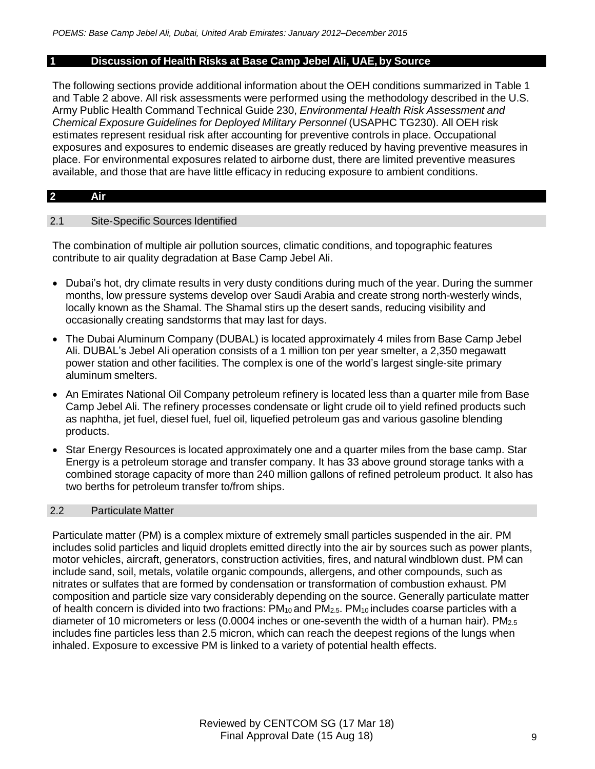## 1 Discussion of Health Risks at Base Camp Jebel Ali, UAE, by Source

The following sections provide additional information about the OEH conditions summarized in Table 1 and Table 2 above. All risk assessments were performed using the methodology described in the U.S. Army Public Health Command Technical Guide 230, *Environmental Health Risk Assessment and Chemical Exposure Guidelines for Deployed Military Personnel* (USAPHC TG230). All OEH risk estimates represent residual risk after accounting for preventive controls in place. Occupational exposures and exposures to endemic diseases are greatly reduced by having preventive measures in place. For environmental exposures related to airborne dust, there are limited preventive measures available, and those that are have little efficacy in reducing exposure to ambient conditions.

## 2 Air

### 2.1 Site-Specific Sources Identified

The combination of multiple air pollution sources, climatic conditions, and topographic features contribute to air quality degradation at Base Camp Jebel Ali.

- Dubai's hot, dry climate results in very dusty conditions during much of the year. During the summer months, low pressure systems develop over Saudi Arabia and create strong north-westerly winds, locally known as the Shamal. The Shamal stirs up the desert sands, reducing visibility and occasionally creating sandstorms that may last for days.
- The Dubai Aluminum Company (DUBAL) is located approximately 4 miles from Base Camp Jebel Ali. DUBAL's Jebel Ali operation consists of a 1 million ton per year smelter, a 2,350 megawatt power station and other facilities. The complex is one of the world's largest single-site primary aluminum smelters.
- An Emirates National Oil Company petroleum refinery is located less than a quarter mile from Base Camp Jebel Ali. The refinery processes condensate or light crude oil to yield refined products such as naphtha, jet fuel, diesel fuel, fuel oil, liquefied petroleum gas and various gasoline blending products.
- Star Energy Resources is located approximately one and a quarter miles from the base camp. Star Energy is a petroleum storage and transfer company. It has 33 above ground storage tanks with a combined storage capacity of more than 240 million gallons of refined petroleum product. It also has two berths for petroleum transfer to/from ships.

### 2.2 Particulate Matter

Particulate matter (PM) is a complex mixture of extremely small particles suspended in the air. PM includes solid particles and liquid droplets emitted directly into the air by sources such as power plants, motor vehicles, aircraft, generators, construction activities, fires, and natural windblown dust. PM can include sand, soil, metals, volatile organic compounds, allergens, and other compounds, such as nitrates or sulfates that are formed by condensation or transformation of combustion exhaust. PM composition and particle size vary considerably depending on the source. Generally particulate matter of health concern is divided into two fractions: $PM_{10}$ and $PM_{2.5}$. $PM_{10}$ includes coarse particles with a diameter of 10 micrometers or less (0.0004 inches or one-seventh the width of a human hair). $PM_{2.5}$ includes fine particles less than 2.5 micron, which can reach the deepest regions of the lungs when inhaled. Exposure to excessive PM is linked to a variety of potential health effects.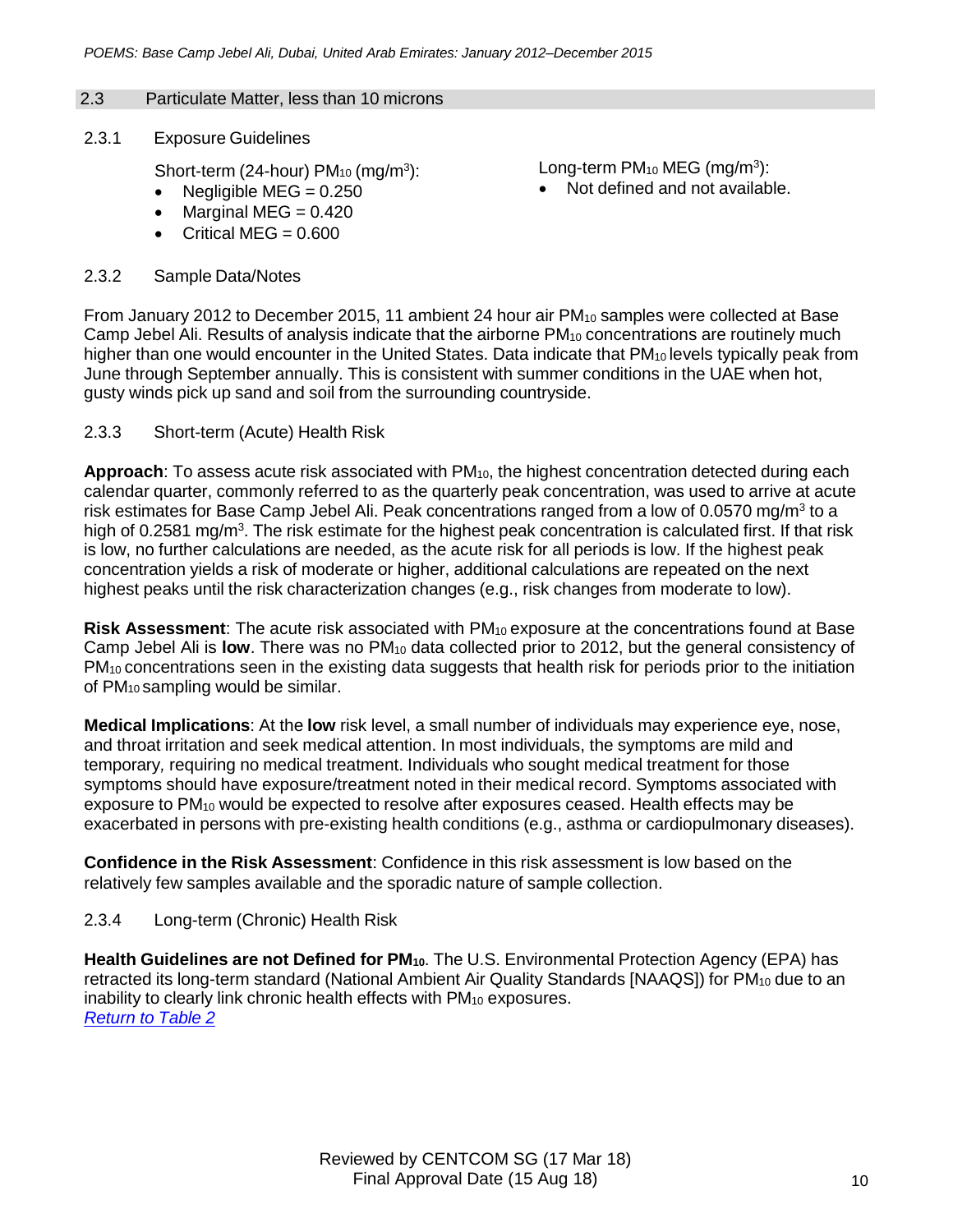## 2.3 Particulate Matter, less than 10 microns

### 2.3.1 Exposure Guidelines

Short-term (24-hour) $PM_{10}$ ($mg/m^3$):

- Negligible MEG = 0.250
- Marginal MEG = 0.420
- Critical MEG = 0.600

Long-term $PM_{10}$ MEG ($mg/m^3$):

- Not defined and not available.

### 2.3.2 Sample Data/Notes

From January 2012 to December 2015, 11 ambient 24 hour air $PM_{10}$ samples were collected at Base Camp Jebel Ali. Results of analysis indicate that the airborne $PM_{10}$ concentrations are routinely much higher than one would encounter in the United States. Data indicate that $PM_{10}$ levels typically peak from June through September annually. This is consistent with summer conditions in the UAE when hot, gusty winds pick up sand and soil from the surrounding countryside.

### 2.3.3 Short-term (Acute) Health Risk

**Approach**: To assess acute risk associated with $PM_{10}$, the highest concentration detected during each calendar quarter, commonly referred to as the quarterly peak concentration, was used to arrive at acute risk estimates for Base Camp Jebel Ali. Peak concentrations ranged from a low of 0.0570 $mg/m^3$ to a high of 0.2581 $mg/m^3$. The risk estimate for the highest peak concentration is calculated first. If that risk is low, no further calculations are needed, as the acute risk for all periods is low. If the highest peak concentration yields a risk of moderate or higher, additional calculations are repeated on the next highest peaks until the risk characterization changes (e.g., risk changes from moderate to low).

**Risk Assessment**: The acute risk associated with $PM_{10}$ exposure at the concentrations found at Base Camp Jebel Ali is **low**. There was no $PM_{10}$ data collected prior to 2012, but the general consistency of $PM_{10}$ concentrations seen in the existing data suggests that health risk for periods prior to the initiation of $PM_{10}$ sampling would be similar.

**Medical Implications**: At the **low** risk level, a small number of individuals may experience eye, nose, and throat irritation and seek medical attention. In most individuals, the symptoms are mild and temporary, requiring no medical treatment. Individuals who sought medical treatment for those symptoms should have exposure/treatment noted in their medical record. Symptoms associated with exposure to $PM_{10}$ would be expected to resolve after exposures ceased. Health effects may be exacerbated in persons with pre-existing health conditions (e.g., asthma or cardiopulmonary diseases).

**Confidence in the Risk Assessment**: Confidence in this risk assessment is low based on the relatively few samples available and the sporadic nature of sample collection.

### 2.3.4 Long-term (Chronic) Health Risk

**Health Guidelines are not Defined for $PM_{10}$**. The U.S. Environmental Protection Agency (EPA) has retracted its long-term standard (National Ambient Air Quality Standards [NAAQS]) for $PM_{10}$ due to an inability to clearly link chronic health effects with $PM_{10}$ exposures.

*Return to Table 2*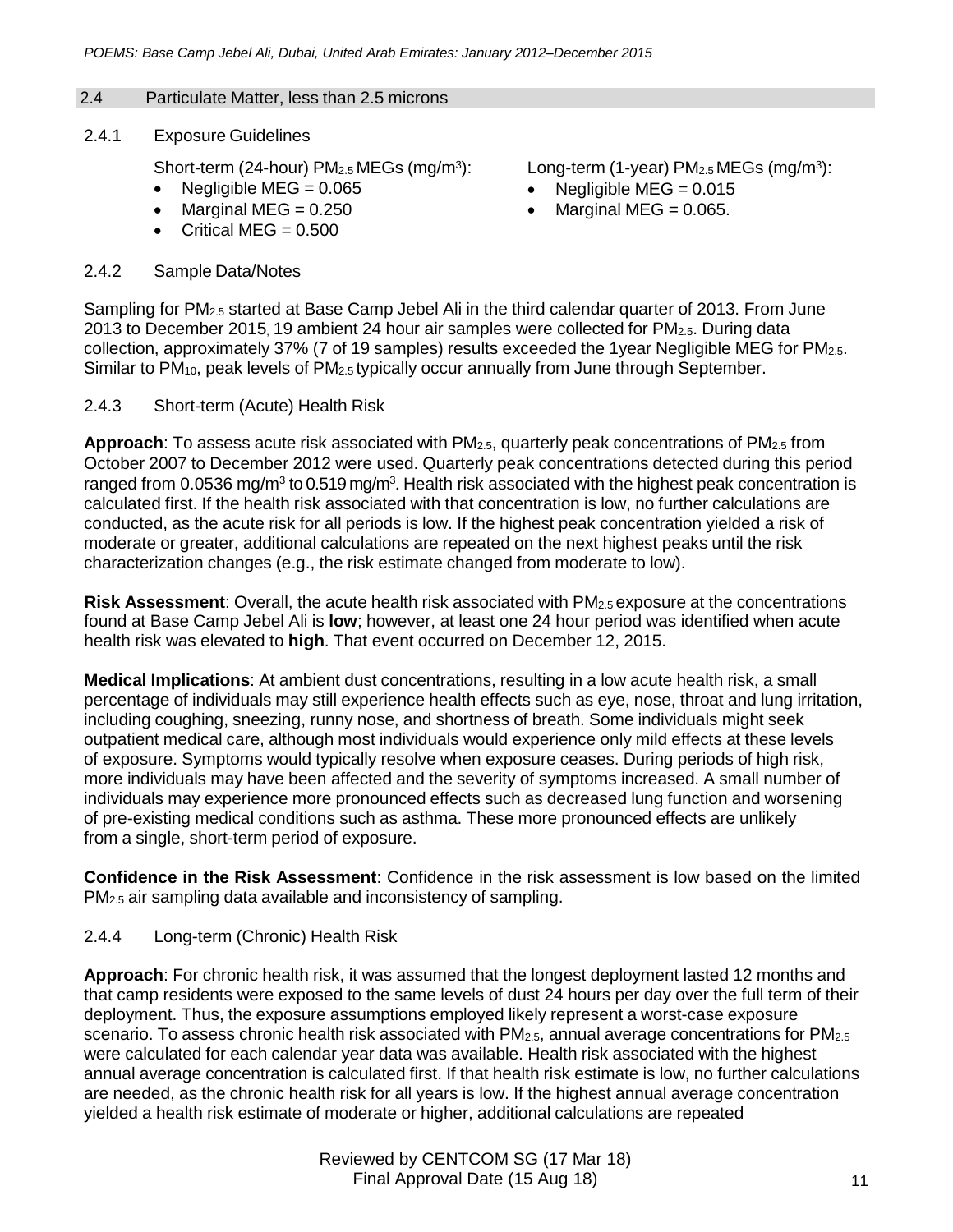## 2.4 Particulate Matter, less than 2.5 microns

### 2.4.1 Exposure Guidelines

Short-term (24-hour) $PM_{2.5}$ MEGs ($mg/m^3$):

- Negligible MEG = 0.065
- Marginal MEG = 0.250
- Critical MEG = 0.500

Long-term (1-year) $PM_{2.5}$ MEGs ($mg/m^3$):

- Negligible MEG = 0.015
- Marginal MEG = 0.065.

### 2.4.2 Sample Data/Notes

Sampling for $PM_{2.5}$ started at Base Camp Jebel Ali in the third calendar quarter of 2013. From June 2013 to December 2015, 19 ambient 24 hour air samples were collected for $PM_{2.5}$. During data collection, approximately 37% (7 of 19 samples) results exceeded the 1year Negligible MEG for $PM_{2.5}$. Similar to $PM_{10}$, peak levels of $PM_{2.5}$ typically occur annually from June through September.

### 2.4.3 Short-term (Acute) Health Risk

**Approach**: To assess acute risk associated with $PM_{2.5}$, quarterly peak concentrations of $PM_{2.5}$ from October 2007 to December 2012 were used. Quarterly peak concentrations detected during this period ranged from 0.0536 $mg/m^3$ to 0.519 $mg/m^3$. Health risk associated with the highest peak concentration is calculated first. If the health risk associated with that concentration is low, no further calculations are conducted, as the acute risk for all periods is low. If the highest peak concentration yielded a risk of moderate or greater, additional calculations are repeated on the next highest peaks until the risk characterization changes (e.g., the risk estimate changed from moderate to low).

**Risk Assessment**: Overall, the acute health risk associated with $PM_{2.5}$ exposure at the concentrations found at Base Camp Jebel Ali is **low**; however, at least one 24 hour period was identified when acute health risk was elevated to **high**. That event occurred on December 12, 2015.

**Medical Implications**: At ambient dust concentrations, resulting in a low acute health risk, a small percentage of individuals may still experience health effects such as eye, nose, throat and lung irritation, including coughing, sneezing, runny nose, and shortness of breath. Some individuals might seek outpatient medical care, although most individuals would experience only mild effects at these levels of exposure. Symptoms would typically resolve when exposure ceases. During periods of high risk, more individuals may have been affected and the severity of symptoms increased. A small number of individuals may experience more pronounced effects such as decreased lung function and worsening of pre-existing medical conditions such as asthma. These more pronounced effects are unlikely from a single, short-term period of exposure.

**Confidence in the Risk Assessment**: Confidence in the risk assessment is low based on the limited $PM_{2.5}$ air sampling data available and inconsistency of sampling.

### 2.4.4 Long-term (Chronic) Health Risk

**Approach**: For chronic health risk, it was assumed that the longest deployment lasted 12 months and that camp residents were exposed to the same levels of dust 24 hours per day over the full term of their deployment. Thus, the exposure assumptions employed likely represent a worst-case exposure scenario. To assess chronic health risk associated with $PM_{2.5}$, annual average concentrations for $PM_{2.5}$ were calculated for each calendar year data was available. Health risk associated with the highest annual average concentration is calculated first. If that health risk estimate is low, no further calculations are needed, as the chronic health risk for all years is low. If the highest annual average concentration yielded a health risk estimate of moderate or higher, additional calculations are repeated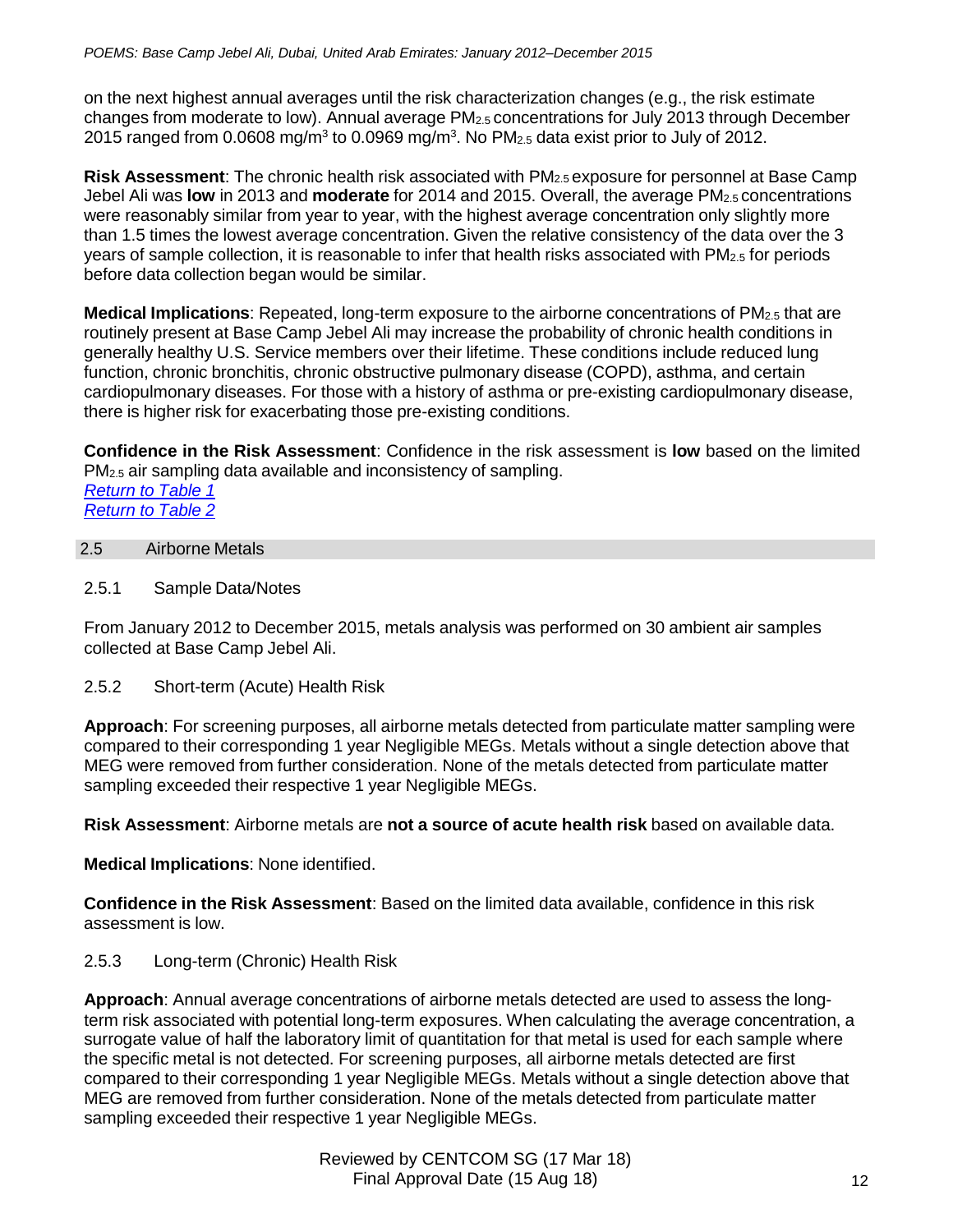on the next highest annual averages until the risk characterization changes (e.g., the risk estimate changes from moderate to low). Annual average $PM_{2.5}$ concentrations for July 2013 through December 2015 ranged from 0.0608 mg/m$^3$ to 0.0969 mg/m$^3$. No $PM_{2.5}$ data exist prior to July of 2012.

**Risk Assessment**: The chronic health risk associated with $PM_{2.5}$ exposure for personnel at Base Camp Jebel Ali was **low** in 2013 and **moderate** for 2014 and 2015. Overall, the average $PM_{2.5}$ concentrations were reasonably similar from year to year, with the highest average concentration only slightly more than 1.5 times the lowest average concentration. Given the relative consistency of the data over the 3 years of sample collection, it is reasonable to infer that health risks associated with $PM_{2.5}$ for periods before data collection began would be similar.

**Medical Implications**: Repeated, long-term exposure to the airborne concentrations of $PM_{2.5}$ that are routinely present at Base Camp Jebel Ali may increase the probability of chronic health conditions in generally healthy U.S. Service members over their lifetime. These conditions include reduced lung function, chronic bronchitis, chronic obstructive pulmonary disease (COPD), asthma, and certain cardiopulmonary diseases. For those with a history of asthma or pre-existing cardiopulmonary disease, there is higher risk for exacerbating those pre-existing conditions.

**Confidence in the Risk Assessment**: Confidence in the risk assessment is **low** based on the limited $PM_{2.5}$ air sampling data available and inconsistency of sampling.
*Return to Table 1*
*Return to Table 2*

## 2.5 Airborne Metals

### 2.5.1 Sample Data/Notes

From January 2012 to December 2015, metals analysis was performed on 30 ambient air samples collected at Base Camp Jebel Ali.

### 2.5.2 Short-term (Acute) Health Risk

**Approach**: For screening purposes, all airborne metals detected from particulate matter sampling were compared to their corresponding 1 year Negligible MEGs. Metals without a single detection above that MEG were removed from further consideration. None of the metals detected from particulate matter sampling exceeded their respective 1 year Negligible MEGs.

**Risk Assessment**: Airborne metals are **not a source of acute health risk** based on available data.

**Medical Implications**: None identified.

**Confidence in the Risk Assessment**: Based on the limited data available, confidence in this risk assessment is low.

### 2.5.3 Long-term (Chronic) Health Risk

**Approach**: Annual average concentrations of airborne metals detected are used to assess the long-term risk associated with potential long-term exposures. When calculating the average concentration, a surrogate value of half the laboratory limit of quantitation for that metal is used for each sample where the specific metal is not detected. For screening purposes, all airborne metals detected are first compared to their corresponding 1 year Negligible MEGs. Metals without a single detection above that MEG are removed from further consideration. None of the metals detected from particulate matter sampling exceeded their respective 1 year Negligible MEGs.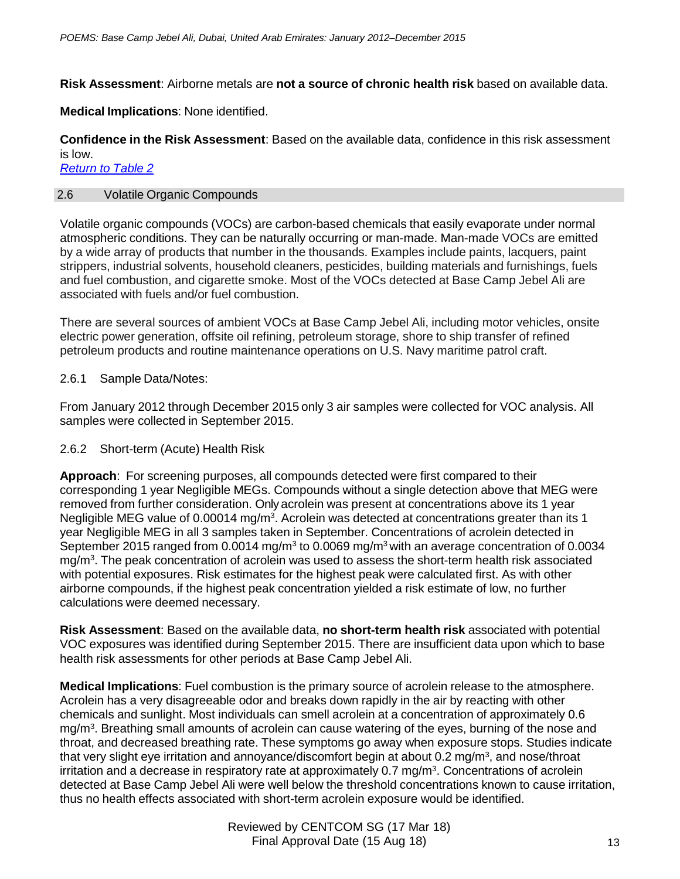**Risk Assessment**: Airborne metals are **not a source of chronic health risk** based on available data.

**Medical Implications**: None identified.

**Confidence in the Risk Assessment**: Based on the available data, confidence in this risk assessment is low.
*Return to Table 2*

## 2.6 Volatile Organic Compounds

Volatile organic compounds (VOCs) are carbon-based chemicals that easily evaporate under normal atmospheric conditions. They can be naturally occurring or man-made. Man-made VOCs are emitted by a wide array of products that number in the thousands. Examples include paints, lacquers, paint strippers, industrial solvents, household cleaners, pesticides, building materials and furnishings, fuels and fuel combustion, and cigarette smoke. Most of the VOCs detected at Base Camp Jebel Ali are associated with fuels and/or fuel combustion.

There are several sources of ambient VOCs at Base Camp Jebel Ali, including motor vehicles, onsite electric power generation, offsite oil refining, petroleum storage, shore to ship transfer of refined petroleum products and routine maintenance operations on U.S. Navy maritime patrol craft.

### 2.6.1 Sample Data/Notes:

From January 2012 through December 2015 only 3 air samples were collected for VOC analysis. All samples were collected in September 2015.

### 2.6.2 Short-term (Acute) Health Risk

**Approach**: For screening purposes, all compounds detected were first compared to their corresponding 1 year Negligible MEGs. Compounds without a single detection above that MEG were removed from further consideration. Only acrolein was present at concentrations above its 1 year Negligible MEG value of 0.00014 mg/m$^3$. Acrolein was detected at concentrations greater than its 1 year Negligible MEG in all 3 samples taken in September. Concentrations of acrolein detected in September 2015 ranged from 0.0014 mg/m$^3$ to 0.0069 mg/m$^3$ with an average concentration of 0.0034 mg/m$^3$. The peak concentration of acrolein was used to assess the short-term health risk associated with potential exposures. Risk estimates for the highest peak were calculated first. As with other airborne compounds, if the highest peak concentration yielded a risk estimate of low, no further calculations were deemed necessary.

**Risk Assessment**: Based on the available data, **no short-term health risk** associated with potential VOC exposures was identified during September 2015. There are insufficient data upon which to base health risk assessments for other periods at Base Camp Jebel Ali.

**Medical Implications**: Fuel combustion is the primary source of acrolein release to the atmosphere. Acrolein has a very disagreeable odor and breaks down rapidly in the air by reacting with other chemicals and sunlight. Most individuals can smell acrolein at a concentration of approximately 0.6 mg/m$^3$. Breathing small amounts of acrolein can cause watering of the eyes, burning of the nose and throat, and decreased breathing rate. These symptoms go away when exposure stops. Studies indicate that very slight eye irritation and annoyance/discomfort begin at about 0.2 mg/m$^3$, and nose/throat irritation and a decrease in respiratory rate at approximately 0.7 mg/m$^3$. Concentrations of acrolein detected at Base Camp Jebel Ali were well below the threshold concentrations known to cause irritation, thus no health effects associated with short-term acrolein exposure would be identified.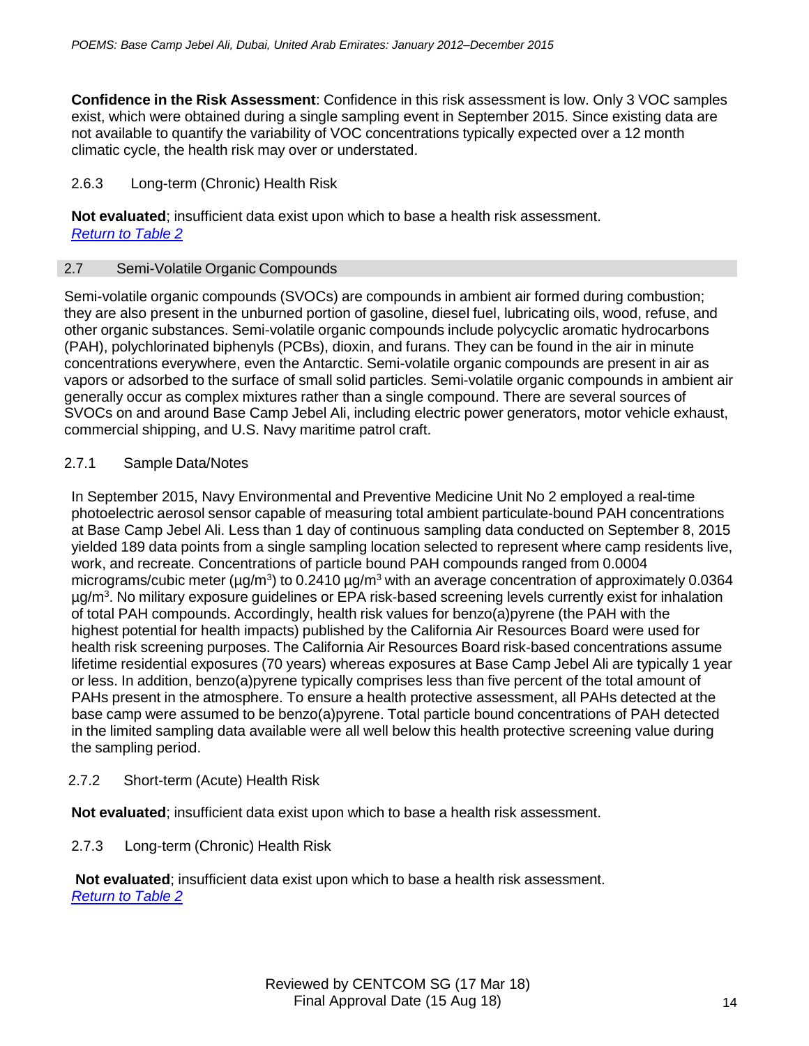**Confidence in the Risk Assessment**: Confidence in this risk assessment is low. Only 3 VOC samples exist, which were obtained during a single sampling event in September 2015. Since existing data are not available to quantify the variability of VOC concentrations typically expected over a 12 month climatic cycle, the health risk may over or understated.

#### 2.6.3 Long-term (Chronic) Health Risk

**Not evaluated**; insufficient data exist upon which to base a health risk assessment.
*Return to Table 2*

### 2.7 Semi-Volatile Organic Compounds

Semi-volatile organic compounds (SVOCs) are compounds in ambient air formed during combustion; they are also present in the unburned portion of gasoline, diesel fuel, lubricating oils, wood, refuse, and other organic substances. Semi-volatile organic compounds include polycyclic aromatic hydrocarbons (PAH), polychlorinated biphenyls (PCBs), dioxin, and furans. They can be found in the air in minute concentrations everywhere, even the Antarctic. Semi-volatile organic compounds are present in air as vapors or adsorbed to the surface of small solid particles. Semi-volatile organic compounds in ambient air generally occur as complex mixtures rather than a single compound. There are several sources of SVOCs on and around Base Camp Jebel Ali, including electric power generators, motor vehicle exhaust, commercial shipping, and U.S. Navy maritime patrol craft.

#### 2.7.1 Sample Data/Notes

In September 2015, Navy Environmental and Preventive Medicine Unit No 2 employed a real-time photoelectric aerosol sensor capable of measuring total ambient particulate-bound PAH concentrations at Base Camp Jebel Ali. Less than 1 day of continuous sampling data conducted on September 8, 2015 yielded 189 data points from a single sampling location selected to represent where camp residents live, work, and recreate. Concentrations of particle bound PAH compounds ranged from 0.0004 micrograms/cubic meter (µg/m$^3$) to 0.2410 µg/m$^3$ with an average concentration of approximately 0.0364 µg/m$^3$. No military exposure guidelines or EPA risk-based screening levels currently exist for inhalation of total PAH compounds. Accordingly, health risk values for benzo(a)pyrene (the PAH with the highest potential for health impacts) published by the California Air Resources Board were used for health risk screening purposes. The California Air Resources Board risk-based concentrations assume lifetime residential exposures (70 years) whereas exposures at Base Camp Jebel Ali are typically 1 year or less. In addition, benzo(a)pyrene typically comprises less than five percent of the total amount of PAHs present in the atmosphere. To ensure a health protective assessment, all PAHs detected at the base camp were assumed to be benzo(a)pyrene. Total particle bound concentrations of PAH detected in the limited sampling data available were all well below this health protective screening value during the sampling period.

#### 2.7.2 Short-term (Acute) Health Risk

**Not evaluated**; insufficient data exist upon which to base a health risk assessment.

#### 2.7.3 Long-term (Chronic) Health Risk

**Not evaluated**; insufficient data exist upon which to base a health risk assessment.
*Return to Table 2*

Reviewed by CENTCOM SG (17 Mar 18)
Final Approval Date (15 Aug 18)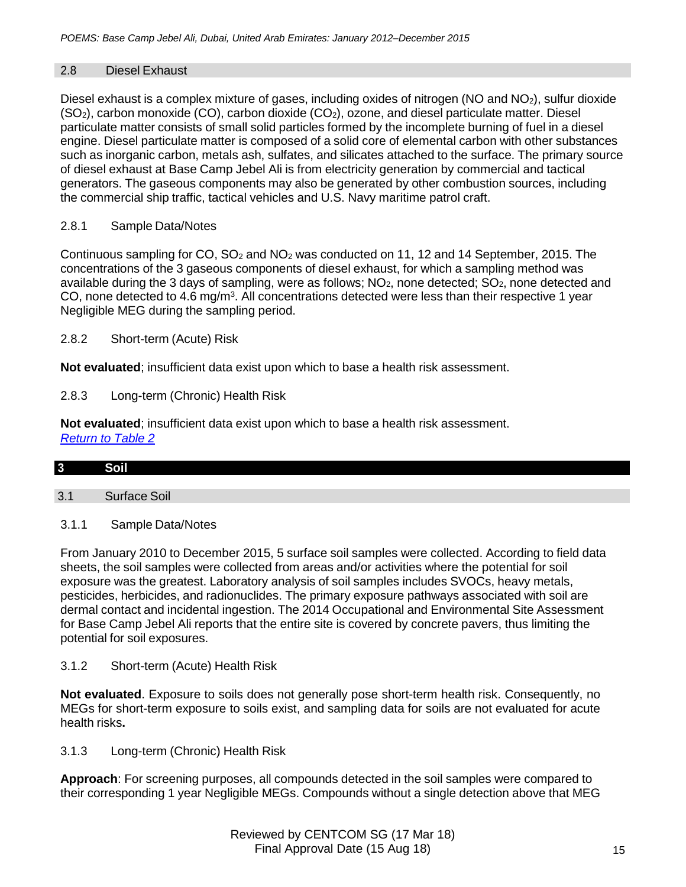### 2.8 Diesel Exhaust

Diesel exhaust is a complex mixture of gases, including oxides of nitrogen (NO and $NO_2$), sulfur dioxide ($SO_2$), carbon monoxide (CO), carbon dioxide ($CO_2$), ozone, and diesel particulate matter. Diesel particulate matter consists of small solid particles formed by the incomplete burning of fuel in a diesel engine. Diesel particulate matter is composed of a solid core of elemental carbon with other substances such as inorganic carbon, metals ash, sulfates, and silicates attached to the surface. The primary source of diesel exhaust at Base Camp Jebel Ali is from electricity generation by commercial and tactical generators. The gaseous components may also be generated by other combustion sources, including the commercial ship traffic, tactical vehicles and U.S. Navy maritime patrol craft.

#### 2.8.1 Sample Data/Notes

Continuous sampling for CO, $SO_2$ and $NO_2$ was conducted on 11, 12 and 14 September, 2015. The concentrations of the 3 gaseous components of diesel exhaust, for which a sampling method was available during the 3 days of sampling, were as follows; $NO_2$, none detected; $SO_2$, none detected and CO, none detected to 4.6 mg/m$^3$. All concentrations detected were less than their respective 1 year Negligible MEG during the sampling period.

#### 2.8.2 Short-term (Acute) Risk

**Not evaluated**; insufficient data exist upon which to base a health risk assessment.

#### 2.8.3 Long-term (Chronic) Health Risk

**Not evaluated**; insufficient data exist upon which to base a health risk assessment.
*Return to Table 2*

## 3 Soil

### 3.1 Surface Soil

#### 3.1.1 Sample Data/Notes

From January 2010 to December 2015, 5 surface soil samples were collected. According to field data sheets, the soil samples were collected from areas and/or activities where the potential for soil exposure was the greatest. Laboratory analysis of soil samples includes SVOCs, heavy metals, pesticides, herbicides, and radionuclides. The primary exposure pathways associated with soil are dermal contact and incidental ingestion. The 2014 Occupational and Environmental Site Assessment for Base Camp Jebel Ali reports that the entire site is covered by concrete pavers, thus limiting the potential for soil exposures.

#### 3.1.2 Short-term (Acute) Health Risk

**Not evaluated**. Exposure to soils does not generally pose short-term health risk. Consequently, no MEGs for short-term exposure to soils exist, and sampling data for soils are not evaluated for acute health risks**.**

#### 3.1.3 Long-term (Chronic) Health Risk

**Approach**: For screening purposes, all compounds detected in the soil samples were compared to their corresponding 1 year Negligible MEGs. Compounds without a single detection above that MEG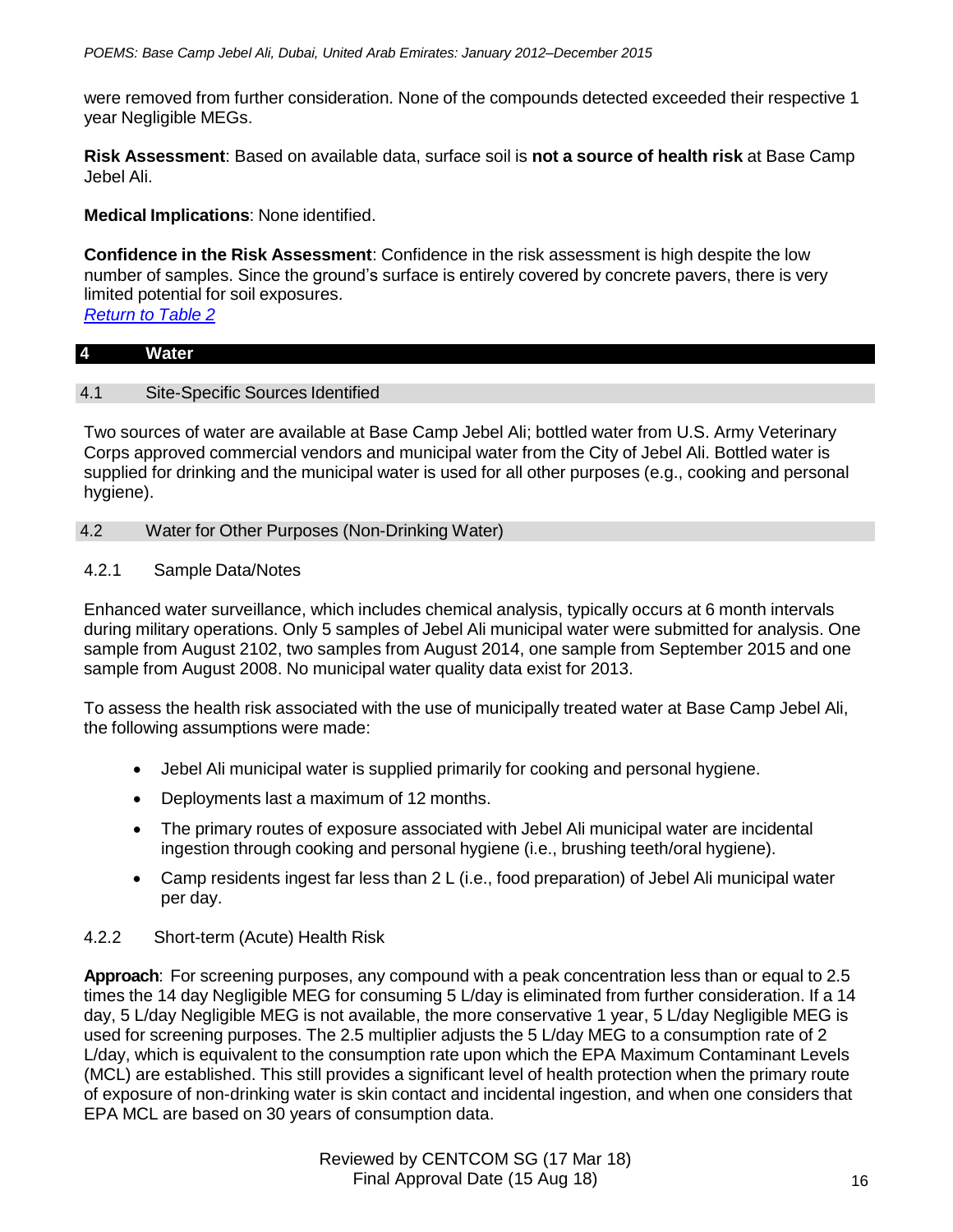were removed from further consideration. None of the compounds detected exceeded their respective 1 year Negligible MEGs.

**Risk Assessment**: Based on available data, surface soil is **not a source of health risk** at Base Camp Jebel Ali.

**Medical Implications**: None identified.

**Confidence in the Risk Assessment**: Confidence in the risk assessment is high despite the low number of samples. Since the ground's surface is entirely covered by concrete pavers, there is very limited potential for soil exposures.
*Return to Table 2*

# 4 Water

## 4.1 Site-Specific Sources Identified

Two sources of water are available at Base Camp Jebel Ali; bottled water from U.S. Army Veterinary Corps approved commercial vendors and municipal water from the City of Jebel Ali. Bottled water is supplied for drinking and the municipal water is used for all other purposes (e.g., cooking and personal hygiene).

## 4.2 Water for Other Purposes (Non-Drinking Water)

### 4.2.1 Sample Data/Notes

Enhanced water surveillance, which includes chemical analysis, typically occurs at 6 month intervals during military operations. Only 5 samples of Jebel Ali municipal water were submitted for analysis. One sample from August 2102, two samples from August 2014, one sample from September 2015 and one sample from August 2008. No municipal water quality data exist for 2013.

To assess the health risk associated with the use of municipally treated water at Base Camp Jebel Ali, the following assumptions were made:

- Jebel Ali municipal water is supplied primarily for cooking and personal hygiene.
- Deployments last a maximum of 12 months.
- The primary routes of exposure associated with Jebel Ali municipal water are incidental ingestion through cooking and personal hygiene (i.e., brushing teeth/oral hygiene).
- Camp residents ingest far less than 2 L (i.e., food preparation) of Jebel Ali municipal water per day.

### 4.2.2 Short-term (Acute) Health Risk

**Approach**: For screening purposes, any compound with a peak concentration less than or equal to 2.5 times the 14 day Negligible MEG for consuming 5 L/day is eliminated from further consideration. If a 14 day, 5 L/day Negligible MEG is not available, the more conservative 1 year, 5 L/day Negligible MEG is used for screening purposes. The 2.5 multiplier adjusts the 5 L/day MEG to a consumption rate of 2 L/day, which is equivalent to the consumption rate upon which the EPA Maximum Contaminant Levels (MCL) are established. This still provides a significant level of health protection when the primary route of exposure of non-drinking water is skin contact and incidental ingestion, and when one considers that EPA MCL are based on 30 years of consumption data.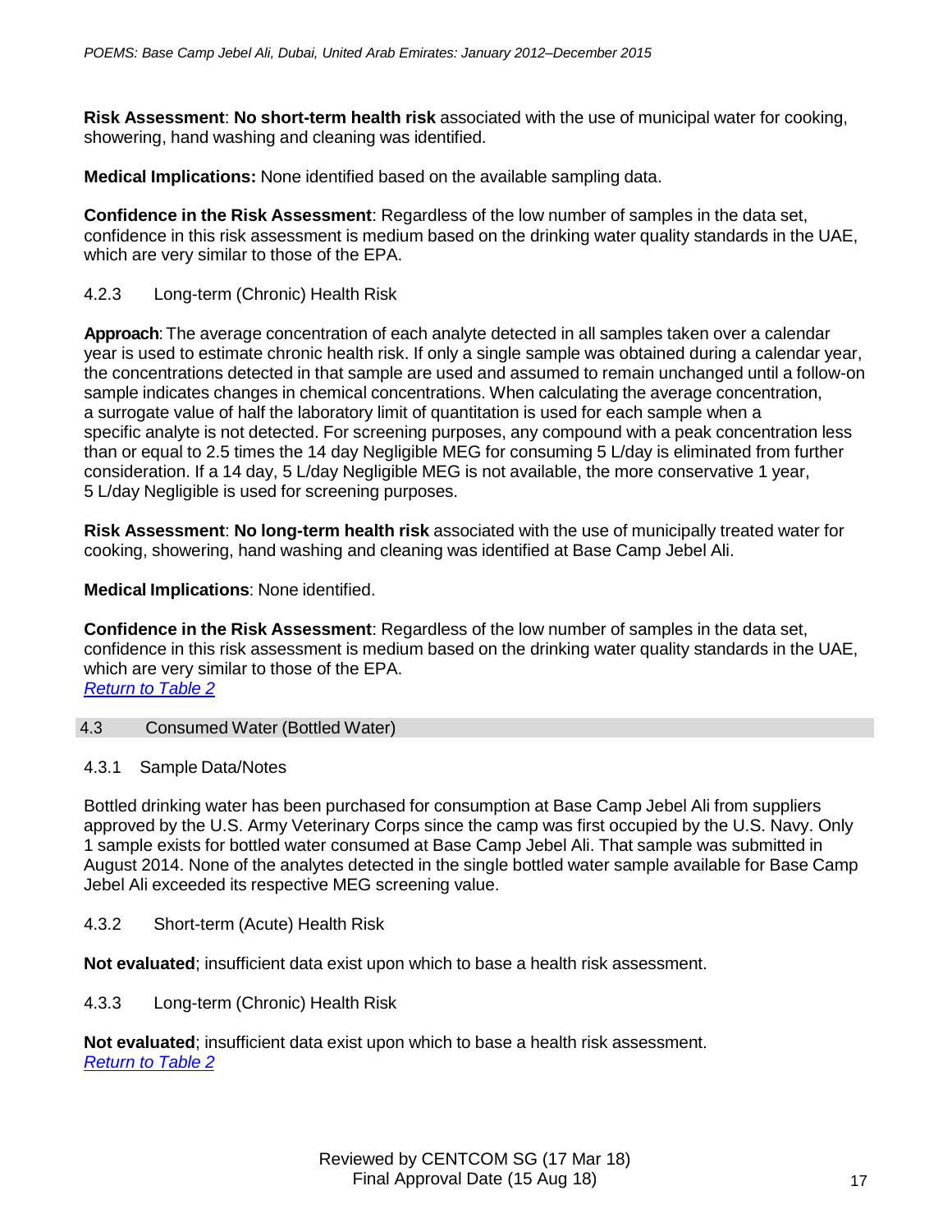**Risk Assessment**: **No short-term health risk** associated with the use of municipal water for cooking, showering, hand washing and cleaning was identified.

**Medical Implications:** None identified based on the available sampling data.

**Confidence in the Risk Assessment**: Regardless of the low number of samples in the data set, confidence in this risk assessment is medium based on the drinking water quality standards in the UAE, which are very similar to those of the EPA.

#### 4.2.3 Long-term (Chronic) Health Risk

**Approach**: The average concentration of each analyte detected in all samples taken over a calendar year is used to estimate chronic health risk. If only a single sample was obtained during a calendar year, the concentrations detected in that sample are used and assumed to remain unchanged until a follow-on sample indicates changes in chemical concentrations. When calculating the average concentration, a surrogate value of half the laboratory limit of quantitation is used for each sample when a specific analyte is not detected. For screening purposes, any compound with a peak concentration less than or equal to 2.5 times the 14 day Negligible MEG for consuming 5 L/day is eliminated from further consideration. If a 14 day, 5 L/day Negligible MEG is not available, the more conservative 1 year, 5 L/day Negligible is used for screening purposes.

**Risk Assessment**: **No long-term health risk** associated with the use of municipally treated water for cooking, showering, hand washing and cleaning was identified at Base Camp Jebel Ali.

**Medical Implications**: None identified.

**Confidence in the Risk Assessment**: Regardless of the low number of samples in the data set, confidence in this risk assessment is medium based on the drinking water quality standards in the UAE, which are very similar to those of the EPA.
*Return to Table 2*

### 4.3 Consumed Water (Bottled Water)

#### 4.3.1 Sample Data/Notes

Bottled drinking water has been purchased for consumption at Base Camp Jebel Ali from suppliers approved by the U.S. Army Veterinary Corps since the camp was first occupied by the U.S. Navy. Only 1 sample exists for bottled water consumed at Base Camp Jebel Ali. That sample was submitted in August 2014. None of the analytes detected in the single bottled water sample available for Base Camp Jebel Ali exceeded its respective MEG screening value.

#### 4.3.2 Short-term (Acute) Health Risk

**Not evaluated**; insufficient data exist upon which to base a health risk assessment.

#### 4.3.3 Long-term (Chronic) Health Risk

**Not evaluated**; insufficient data exist upon which to base a health risk assessment.
*Return to Table 2*

Reviewed by CENTCOM SG (17 Mar 18)
Final Approval Date (15 Aug 18)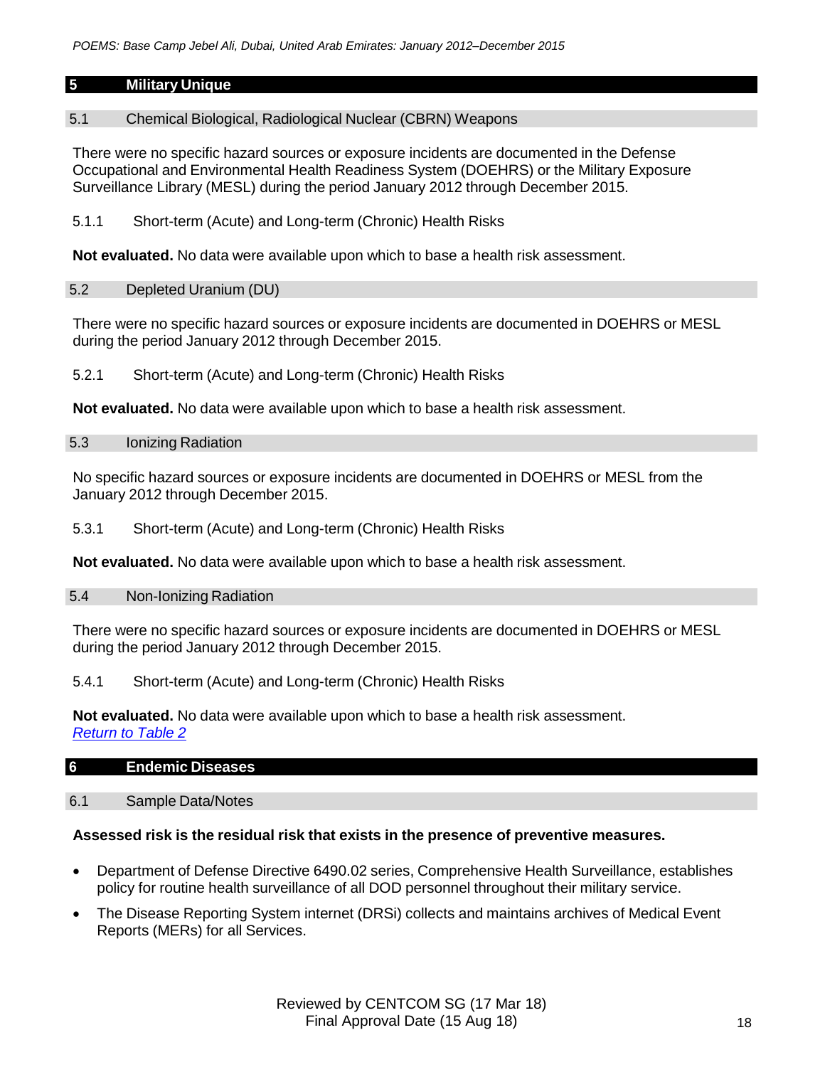## 5 Military Unique

### 5.1 Chemical Biological, Radiological Nuclear (CBRN) Weapons

There were no specific hazard sources or exposure incidents are documented in the Defense Occupational and Environmental Health Readiness System (DOEHRS) or the Military Exposure Surveillance Library (MESL) during the period January 2012 through December 2015.

#### 5.1.1 Short-term (Acute) and Long-term (Chronic) Health Risks

**Not evaluated.** No data were available upon which to base a health risk assessment.

### 5.2 Depleted Uranium (DU)

There were no specific hazard sources or exposure incidents are documented in DOEHRS or MESL during the period January 2012 through December 2015.

#### 5.2.1 Short-term (Acute) and Long-term (Chronic) Health Risks

**Not evaluated.** No data were available upon which to base a health risk assessment.

### 5.3 Ionizing Radiation

No specific hazard sources or exposure incidents are documented in DOEHRS or MESL from the January 2012 through December 2015.

#### 5.3.1 Short-term (Acute) and Long-term (Chronic) Health Risks

**Not evaluated.** No data were available upon which to base a health risk assessment.

### 5.4 Non-Ionizing Radiation

There were no specific hazard sources or exposure incidents are documented in DOEHRS or MESL during the period January 2012 through December 2015.

#### 5.4.1 Short-term (Acute) and Long-term (Chronic) Health Risks

**Not evaluated.** No data were available upon which to base a health risk assessment.
*Return to Table 2*

## 6 Endemic Diseases

### 6.1 Sample Data/Notes

**Assessed risk is the residual risk that exists in the presence of preventive measures.**

- Department of Defense Directive 6490.02 series, Comprehensive Health Surveillance, establishes policy for routine health surveillance of all DOD personnel throughout their military service.
- The Disease Reporting System internet (DRSi) collects and maintains archives of Medical Event Reports (MERs) for all Services.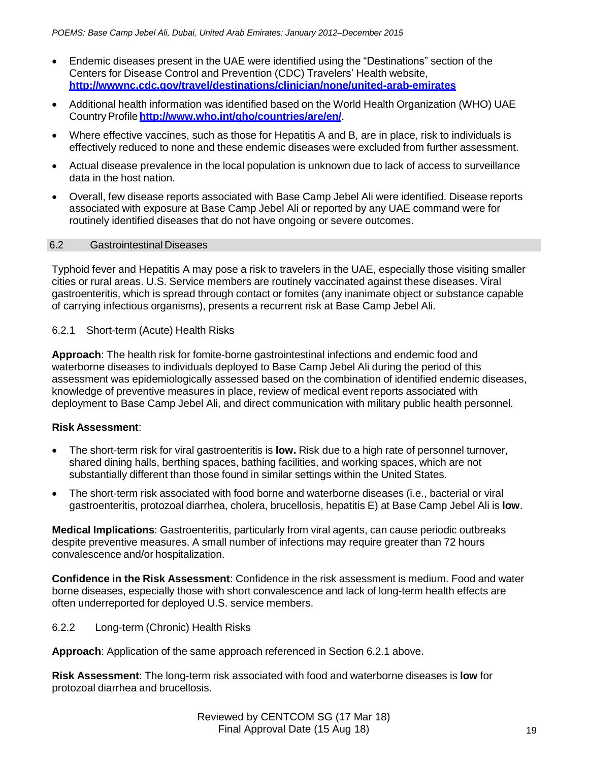- Endemic diseases present in the UAE were identified using the "Destinations" section of the Centers for Disease Control and Prevention (CDC) Travelers' Health website, **http://wwwnc.cdc.gov/travel/destinations/clinician/none/united-arab-emirates**
- Additional health information was identified based on the World Health Organization (WHO) UAE Country Profile **http://www.who.int/gho/countries/are/en/**.
- Where effective vaccines, such as those for Hepatitis A and B, are in place, risk to individuals is effectively reduced to none and these endemic diseases were excluded from further assessment.
- Actual disease prevalence in the local population is unknown due to lack of access to surveillance data in the host nation.
- Overall, few disease reports associated with Base Camp Jebel Ali were identified. Disease reports associated with exposure at Base Camp Jebel Ali or reported by any UAE command were for routinely identified diseases that do not have ongoing or severe outcomes.

## 6.2 Gastrointestinal Diseases

Typhoid fever and Hepatitis A may pose a risk to travelers in the UAE, especially those visiting smaller cities or rural areas. U.S. Service members are routinely vaccinated against these diseases. Viral gastroenteritis, which is spread through contact or fomites (any inanimate object or substance capable of carrying infectious organisms), presents a recurrent risk at Base Camp Jebel Ali.

### 6.2.1 Short-term (Acute) Health Risks

**Approach**: The health risk for fomite-borne gastrointestinal infections and endemic food and waterborne diseases to individuals deployed to Base Camp Jebel Ali during the period of this assessment was epidemiologically assessed based on the combination of identified endemic diseases, knowledge of preventive measures in place, review of medical event reports associated with deployment to Base Camp Jebel Ali, and direct communication with military public health personnel.

**Risk Assessment**:

- The short-term risk for viral gastroenteritis is **low.** Risk due to a high rate of personnel turnover, shared dining halls, berthing spaces, bathing facilities, and working spaces, which are not substantially different than those found in similar settings within the United States.
- The short-term risk associated with food borne and waterborne diseases (i.e., bacterial or viral gastroenteritis, protozoal diarrhea, cholera, brucellosis, hepatitis E) at Base Camp Jebel Ali is **low**.

**Medical Implications**: Gastroenteritis, particularly from viral agents, can cause periodic outbreaks despite preventive measures. A small number of infections may require greater than 72 hours convalescence and/or hospitalization.

**Confidence in the Risk Assessment**: Confidence in the risk assessment is medium. Food and water borne diseases, especially those with short convalescence and lack of long-term health effects are often underreported for deployed U.S. service members.

### 6.2.2 Long-term (Chronic) Health Risks

**Approach**: Application of the same approach referenced in Section 6.2.1 above.

**Risk Assessment**: The long-term risk associated with food and waterborne diseases is **low** for protozoal diarrhea and brucellosis.

Reviewed by CENTCOM SG (17 Mar 18)
Final Approval Date (15 Aug 18)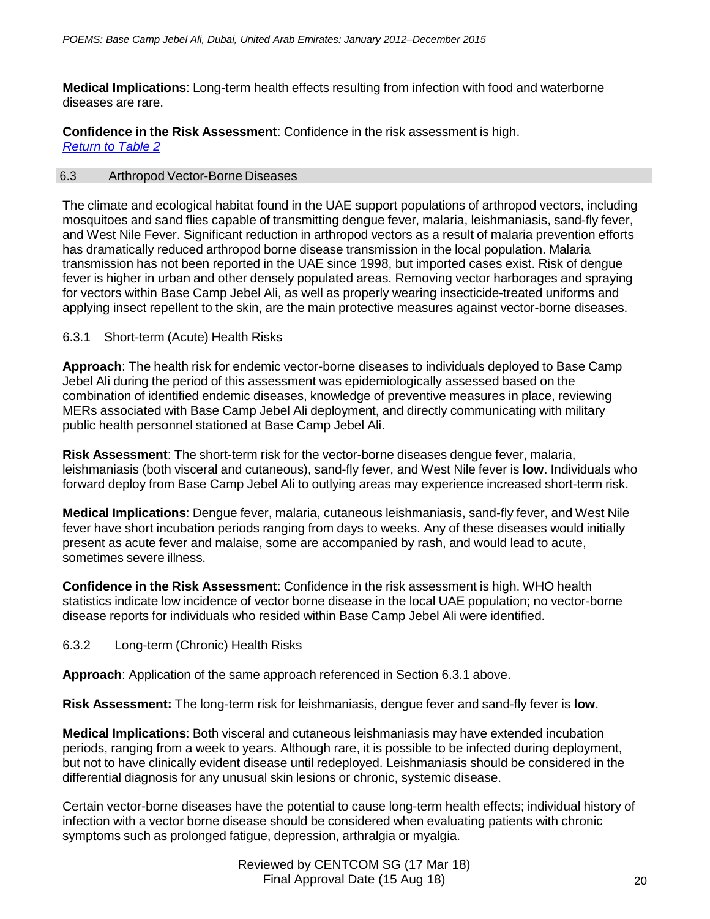**Medical Implications**: Long-term health effects resulting from infection with food and waterborne diseases are rare.

**Confidence in the Risk Assessment**: Confidence in the risk assessment is high.
*Return to Table 2*

## 6.3 Arthropod Vector-Borne Diseases

The climate and ecological habitat found in the UAE support populations of arthropod vectors, including mosquitoes and sand flies capable of transmitting dengue fever, malaria, leishmaniasis, sand-fly fever, and West Nile Fever. Significant reduction in arthropod vectors as a result of malaria prevention efforts has dramatically reduced arthropod borne disease transmission in the local population. Malaria transmission has not been reported in the UAE since 1998, but imported cases exist. Risk of dengue fever is higher in urban and other densely populated areas. Removing vector harborages and spraying for vectors within Base Camp Jebel Ali, as well as properly wearing insecticide-treated uniforms and applying insect repellent to the skin, are the main protective measures against vector-borne diseases.

### 6.3.1 Short-term (Acute) Health Risks

**Approach**: The health risk for endemic vector-borne diseases to individuals deployed to Base Camp Jebel Ali during the period of this assessment was epidemiologically assessed based on the combination of identified endemic diseases, knowledge of preventive measures in place, reviewing MERs associated with Base Camp Jebel Ali deployment, and directly communicating with military public health personnel stationed at Base Camp Jebel Ali.

**Risk Assessment**: The short-term risk for the vector-borne diseases dengue fever, malaria, leishmaniasis (both visceral and cutaneous), sand-fly fever, and West Nile fever is **low**. Individuals who forward deploy from Base Camp Jebel Ali to outlying areas may experience increased short-term risk.

**Medical Implications**: Dengue fever, malaria, cutaneous leishmaniasis, sand-fly fever, and West Nile fever have short incubation periods ranging from days to weeks. Any of these diseases would initially present as acute fever and malaise, some are accompanied by rash, and would lead to acute, sometimes severe illness.

**Confidence in the Risk Assessment**: Confidence in the risk assessment is high. WHO health statistics indicate low incidence of vector borne disease in the local UAE population; no vector-borne disease reports for individuals who resided within Base Camp Jebel Ali were identified.

### 6.3.2 Long-term (Chronic) Health Risks

**Approach**: Application of the same approach referenced in Section 6.3.1 above.

**Risk Assessment:** The long-term risk for leishmaniasis, dengue fever and sand-fly fever is **low**.

**Medical Implications**: Both visceral and cutaneous leishmaniasis may have extended incubation periods, ranging from a week to years. Although rare, it is possible to be infected during deployment, but not to have clinically evident disease until redeployed. Leishmaniasis should be considered in the differential diagnosis for any unusual skin lesions or chronic, systemic disease.

Certain vector-borne diseases have the potential to cause long-term health effects; individual history of infection with a vector borne disease should be considered when evaluating patients with chronic symptoms such as prolonged fatigue, depression, arthralgia or myalgia.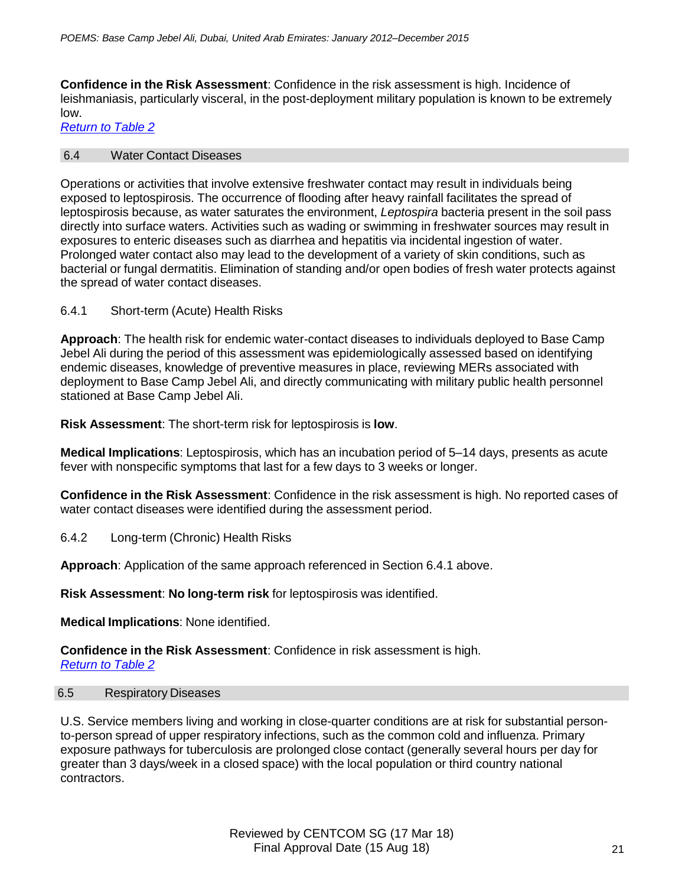**Confidence in the Risk Assessment**: Confidence in the risk assessment is high. Incidence of leishmaniasis, particularly visceral, in the post-deployment military population is known to be extremely low.
Return to Table 2

## 6.4 Water Contact Diseases

Operations or activities that involve extensive freshwater contact may result in individuals being exposed to leptospirosis. The occurrence of flooding after heavy rainfall facilitates the spread of leptospirosis because, as water saturates the environment, *Leptospira* bacteria present in the soil pass directly into surface waters. Activities such as wading or swimming in freshwater sources may result in exposures to enteric diseases such as diarrhea and hepatitis via incidental ingestion of water. Prolonged water contact also may lead to the development of a variety of skin conditions, such as bacterial or fungal dermatitis. Elimination of standing and/or open bodies of fresh water protects against the spread of water contact diseases.

### 6.4.1 Short-term (Acute) Health Risks

**Approach**: The health risk for endemic water-contact diseases to individuals deployed to Base Camp Jebel Ali during the period of this assessment was epidemiologically assessed based on identifying endemic diseases, knowledge of preventive measures in place, reviewing MERs associated with deployment to Base Camp Jebel Ali, and directly communicating with military public health personnel stationed at Base Camp Jebel Ali.

**Risk Assessment**: The short-term risk for leptospirosis is **low**.

**Medical Implications**: Leptospirosis, which has an incubation period of 5–14 days, presents as acute fever with nonspecific symptoms that last for a few days to 3 weeks or longer.

**Confidence in the Risk Assessment**: Confidence in the risk assessment is high. No reported cases of water contact diseases were identified during the assessment period.

### 6.4.2 Long-term (Chronic) Health Risks

**Approach**: Application of the same approach referenced in Section 6.4.1 above.

**Risk Assessment**: **No long-term risk** for leptospirosis was identified.

**Medical Implications**: None identified.

**Confidence in the Risk Assessment**: Confidence in risk assessment is high.
Return to Table 2

## 6.5 Respiratory Diseases

U.S. Service members living and working in close-quarter conditions are at risk for substantial person-to-person spread of upper respiratory infections, such as the common cold and influenza. Primary exposure pathways for tuberculosis are prolonged close contact (generally several hours per day for greater than 3 days/week in a closed space) with the local population or third country national contractors.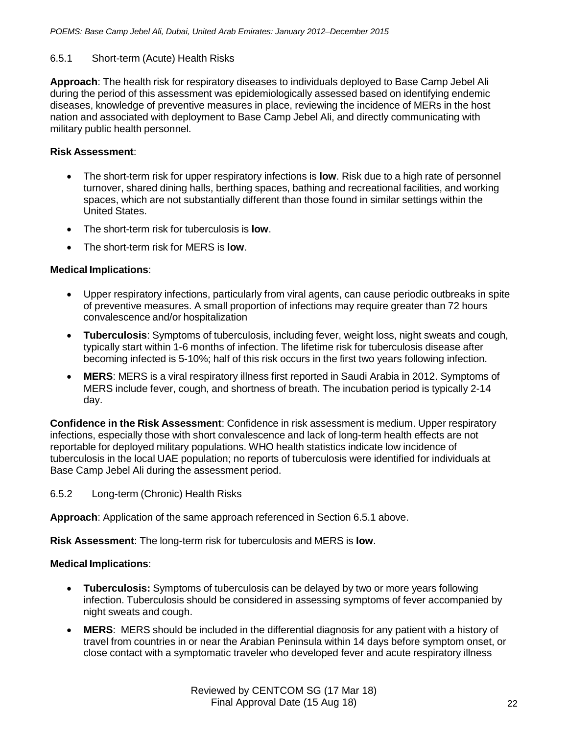### 6.5.1 Short-term (Acute) Health Risks

**Approach**: The health risk for respiratory diseases to individuals deployed to Base Camp Jebel Ali during the period of this assessment was epidemiologically assessed based on identifying endemic diseases, knowledge of preventive measures in place, reviewing the incidence of MERs in the host nation and associated with deployment to Base Camp Jebel Ali, and directly communicating with military public health personnel.

**Risk Assessment**:

- The short-term risk for upper respiratory infections is **low**. Risk due to a high rate of personnel turnover, shared dining halls, berthing spaces, bathing and recreational facilities, and working spaces, which are not substantially different than those found in similar settings within the United States.
- The short-term risk for tuberculosis is **low**.
- The short-term risk for MERS is **low**.

**Medical Implications**:

- Upper respiratory infections, particularly from viral agents, can cause periodic outbreaks in spite of preventive measures. A small proportion of infections may require greater than 72 hours convalescence and/or hospitalization
- **Tuberculosis**: Symptoms of tuberculosis, including fever, weight loss, night sweats and cough, typically start within 1-6 months of infection. The lifetime risk for tuberculosis disease after becoming infected is 5-10%; half of this risk occurs in the first two years following infection.
- **MERS**: MERS is a viral respiratory illness first reported in Saudi Arabia in 2012. Symptoms of MERS include fever, cough, and shortness of breath. The incubation period is typically 2-14 day.

**Confidence in the Risk Assessment**: Confidence in risk assessment is medium. Upper respiratory infections, especially those with short convalescence and lack of long-term health effects are not reportable for deployed military populations. WHO health statistics indicate low incidence of tuberculosis in the local UAE population; no reports of tuberculosis were identified for individuals at Base Camp Jebel Ali during the assessment period.

### 6.5.2 Long-term (Chronic) Health Risks

**Approach**: Application of the same approach referenced in Section 6.5.1 above.

**Risk Assessment**: The long-term risk for tuberculosis and MERS is **low**.

**Medical Implications**:

- **Tuberculosis:** Symptoms of tuberculosis can be delayed by two or more years following infection. Tuberculosis should be considered in assessing symptoms of fever accompanied by night sweats and cough.
- **MERS**: MERS should be included in the differential diagnosis for any patient with a history of travel from countries in or near the Arabian Peninsula within 14 days before symptom onset, or close contact with a symptomatic traveler who developed fever and acute respiratory illness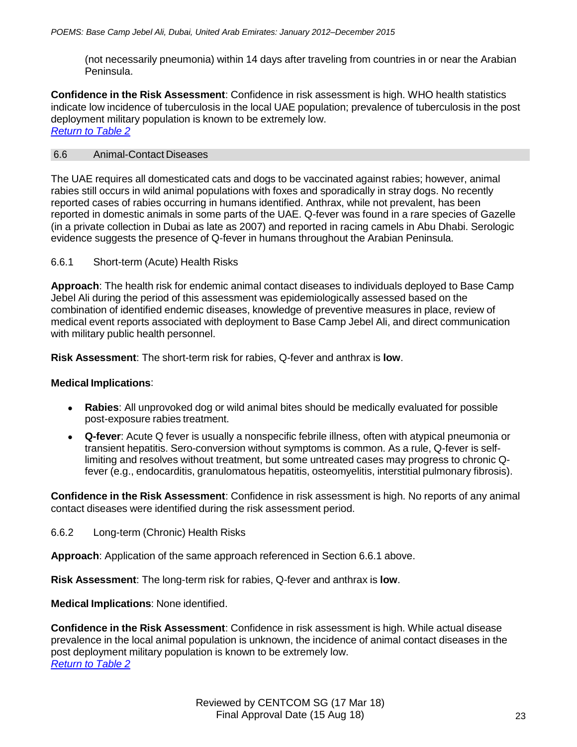(not necessarily pneumonia) within 14 days after traveling from countries in or near the Arabian Peninsula.

**Confidence in the Risk Assessment**: Confidence in risk assessment is high. WHO health statistics indicate low incidence of tuberculosis in the local UAE population; prevalence of tuberculosis in the post deployment military population is known to be extremely low.
*Return to Table 2*

## 6.6 Animal-Contact Diseases

The UAE requires all domesticated cats and dogs to be vaccinated against rabies; however, animal rabies still occurs in wild animal populations with foxes and sporadically in stray dogs. No recently reported cases of rabies occurring in humans identified. Anthrax, while not prevalent, has been reported in domestic animals in some parts of the UAE. Q-fever was found in a rare species of Gazelle (in a private collection in Dubai as late as 2007) and reported in racing camels in Abu Dhabi. Serologic evidence suggests the presence of Q-fever in humans throughout the Arabian Peninsula.

### 6.6.1 Short-term (Acute) Health Risks

**Approach**: The health risk for endemic animal contact diseases to individuals deployed to Base Camp Jebel Ali during the period of this assessment was epidemiologically assessed based on the combination of identified endemic diseases, knowledge of preventive measures in place, review of medical event reports associated with deployment to Base Camp Jebel Ali, and direct communication with military public health personnel.

**Risk Assessment**: The short-term risk for rabies, Q-fever and anthrax is **low**.

**Medical Implications**:

- **Rabies**: All unprovoked dog or wild animal bites should be medically evaluated for possible post-exposure rabies treatment.
- **Q-fever**: Acute Q fever is usually a nonspecific febrile illness, often with atypical pneumonia or transient hepatitis. Sero-conversion without symptoms is common. As a rule, Q-fever is self-limiting and resolves without treatment, but some untreated cases may progress to chronic Q-fever (e.g., endocarditis, granulomatous hepatitis, osteomyelitis, interstitial pulmonary fibrosis).

**Confidence in the Risk Assessment**: Confidence in risk assessment is high. No reports of any animal contact diseases were identified during the risk assessment period.

### 6.6.2 Long-term (Chronic) Health Risks

**Approach**: Application of the same approach referenced in Section 6.6.1 above.

**Risk Assessment**: The long-term risk for rabies, Q-fever and anthrax is **low**.

**Medical Implications**: None identified.

**Confidence in the Risk Assessment**: Confidence in risk assessment is high. While actual disease prevalence in the local animal population is unknown, the incidence of animal contact diseases in the post deployment military population is known to be extremely low.
*Return to Table 2*

Reviewed by CENTCOM SG (17 Mar 18)
Final Approval Date (15 Aug 18)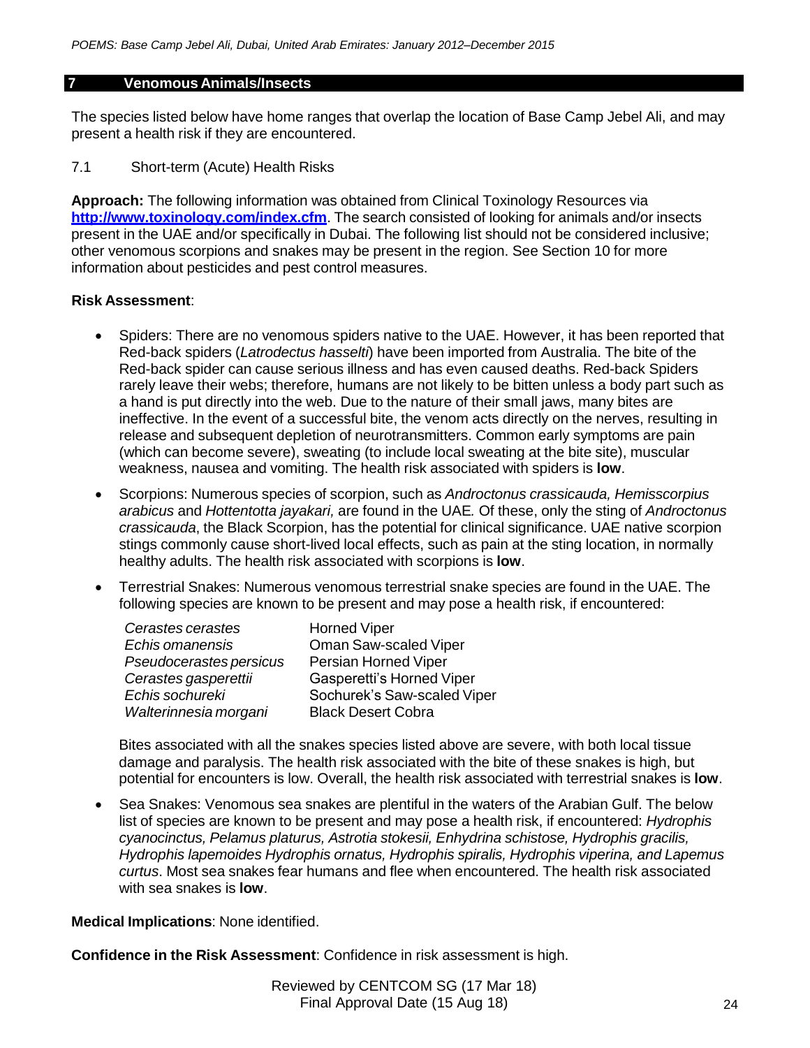## 7 Venomous Animals/Insects

The species listed below have home ranges that overlap the location of Base Camp Jebel Ali, and may present a health risk if they are encountered.

### 7.1 Short-term (Acute) Health Risks

**Approach:** The following information was obtained from Clinical Toxinology Resources via **http://www.toxinology.com/index.cfm**. The search consisted of looking for animals and/or insects present in the UAE and/or specifically in Dubai. The following list should not be considered inclusive; other venomous scorpions and snakes may be present in the region. See Section 10 for more information about pesticides and pest control measures.

**Risk Assessment**:

- Spiders: There are no venomous spiders native to the UAE. However, it has been reported that Red-back spiders (*Latrodectus hasselti*) have been imported from Australia. The bite of the Red-back spider can cause serious illness and has even caused deaths. Red-back Spiders rarely leave their webs; therefore, humans are not likely to be bitten unless a body part such as a hand is put directly into the web. Due to the nature of their small jaws, many bites are ineffective. In the event of a successful bite, the venom acts directly on the nerves, resulting in release and subsequent depletion of neurotransmitters. Common early symptoms are pain (which can become severe), sweating (to include local sweating at the bite site), muscular weakness, nausea and vomiting. The health risk associated with spiders is **low**.
- Scorpions: Numerous species of scorpion, such as *Androctonus crassicauda, Hemisscorpius arabicus* and *Hottentotta jayakari,* are found in the UAE. Of these, only the sting of *Androctonus crassicauda*, the Black Scorpion, has the potential for clinical significance. UAE native scorpion stings commonly cause short-lived local effects, such as pain at the sting location, in normally healthy adults. The health risk associated with scorpions is **low**.
- Terrestrial Snakes: Numerous venomous terrestrial snake species are found in the UAE. The following species are known to be present and may pose a health risk, if encountered:

  | | |
  |---|---|
  | *Cerastes cerastes* | Horned Viper |
  | *Echis omanensis* | Oman Saw-scaled Viper |
  | *Pseudocerastes persicus* | Persian Horned Viper |
  | *Cerastes gasperettii* | Gasperetti's Horned Viper |
  | *Echis sochureki* | Sochurek's Saw-scaled Viper |
  | *Walterinnesia morgani* | Black Desert Cobra |

  Bites associated with all the snakes species listed above are severe, with both local tissue damage and paralysis. The health risk associated with the bite of these snakes is high, but potential for encounters is low. Overall, the health risk associated with terrestrial snakes is **low**.
- Sea Snakes: Venomous sea snakes are plentiful in the waters of the Arabian Gulf. The below list of species are known to be present and may pose a health risk, if encountered: *Hydrophis cyanocinctus, Pelamus platurus, Astrotia stokesii, Enhydrina schistose, Hydrophis gracilis, Hydrophis lapemoides Hydrophis ornatus, Hydrophis spiralis, Hydrophis viperina, and Lapemus curtus*. Most sea snakes fear humans and flee when encountered. The health risk associated with sea snakes is **low**.

**Medical Implications**: None identified.

**Confidence in the Risk Assessment**: Confidence in risk assessment is high.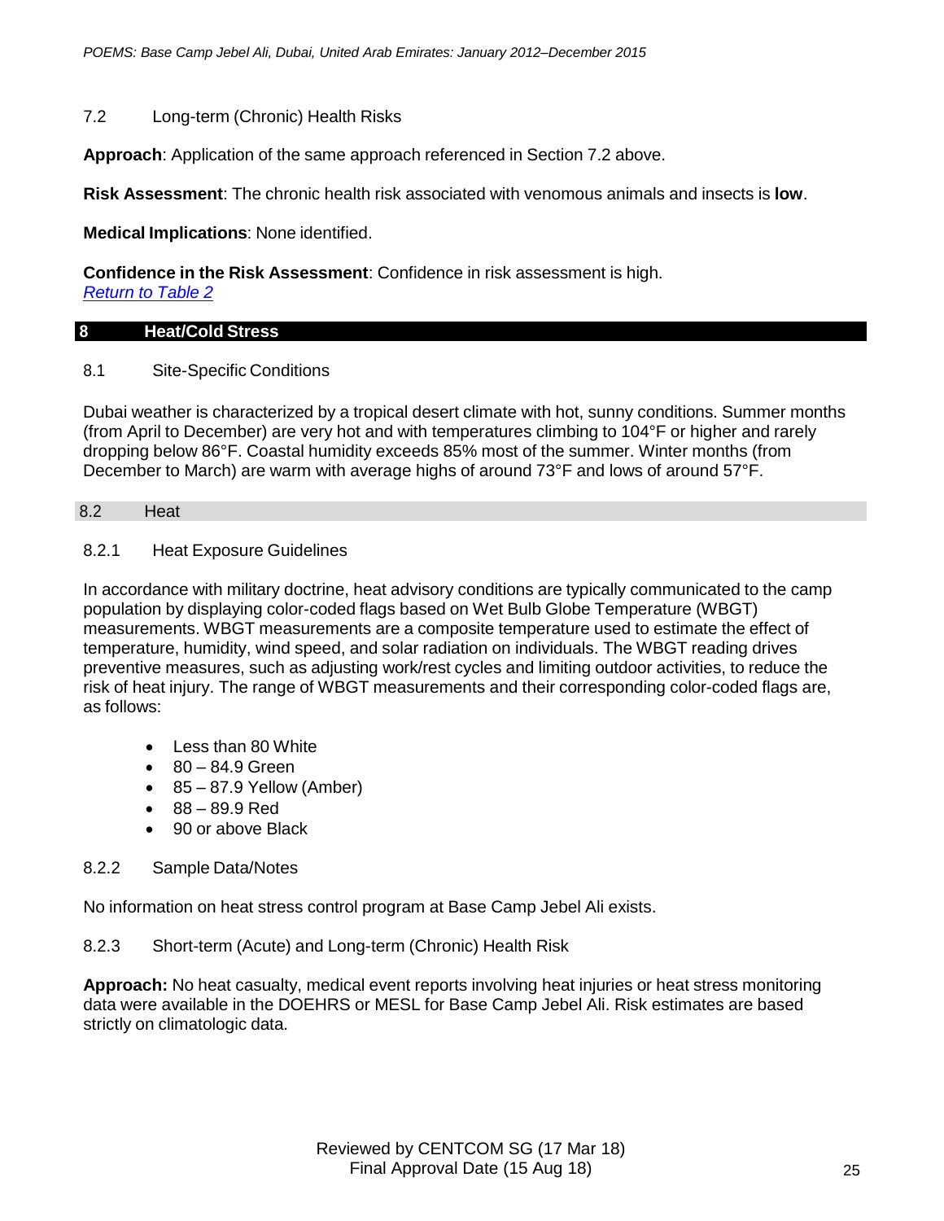### 7.2 Long-term (Chronic) Health Risks

**Approach**: Application of the same approach referenced in Section 7.2 above.

**Risk Assessment**: The chronic health risk associated with venomous animals and insects is **low**.

**Medical Implications**: None identified.

**Confidence in the Risk Assessment**: Confidence in risk assessment is high.
*Return to Table 2*

## 8 Heat/Cold Stress

### 8.1 Site-Specific Conditions

Dubai weather is characterized by a tropical desert climate with hot, sunny conditions. Summer months (from April to December) are very hot and with temperatures climbing to 104°F or higher and rarely dropping below 86°F. Coastal humidity exceeds 85% most of the summer. Winter months (from December to March) are warm with average highs of around 73°F and lows of around 57°F.

### 8.2 Heat

#### 8.2.1 Heat Exposure Guidelines

In accordance with military doctrine, heat advisory conditions are typically communicated to the camp population by displaying color-coded flags based on Wet Bulb Globe Temperature (WBGT) measurements. WBGT measurements are a composite temperature used to estimate the effect of temperature, humidity, wind speed, and solar radiation on individuals. The WBGT reading drives preventive measures, such as adjusting work/rest cycles and limiting outdoor activities, to reduce the risk of heat injury. The range of WBGT measurements and their corresponding color-coded flags are, as follows:

- Less than 80 White
- 80 – 84.9 Green
- 85 – 87.9 Yellow (Amber)
- 88 – 89.9 Red
- 90 or above Black

#### 8.2.2 Sample Data/Notes

No information on heat stress control program at Base Camp Jebel Ali exists.

#### 8.2.3 Short-term (Acute) and Long-term (Chronic) Health Risk

**Approach:** No heat casualty, medical event reports involving heat injuries or heat stress monitoring data were available in the DOEHRS or MESL for Base Camp Jebel Ali. Risk estimates are based strictly on climatologic data.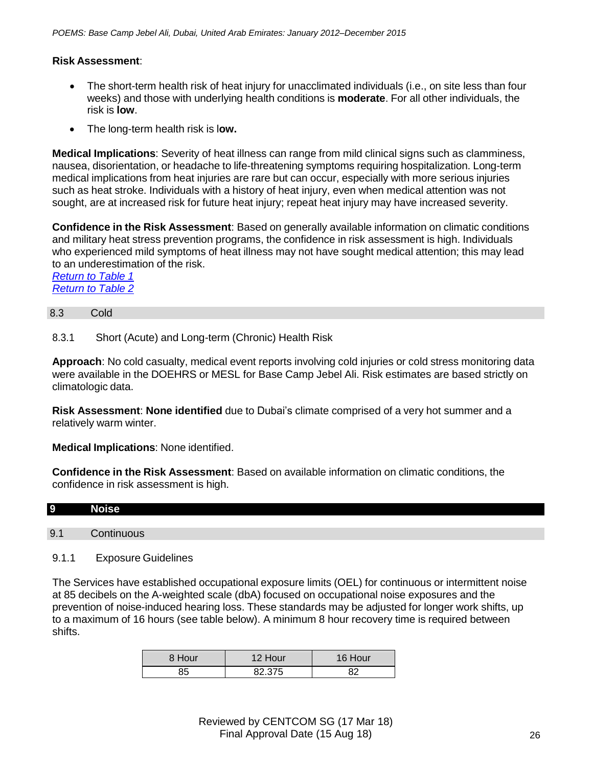**Risk Assessment**:

- The short-term health risk of heat injury for unacclimated individuals (i.e., on site less than four weeks) and those with underlying health conditions is **moderate**. For all other individuals, the risk is **low**.
- The long-term health risk is l**ow.**

**Medical Implications**: Severity of heat illness can range from mild clinical signs such as clamminess, nausea, disorientation, or headache to life-threatening symptoms requiring hospitalization. Long-term medical implications from heat injuries are rare but can occur, especially with more serious injuries such as heat stroke. Individuals with a history of heat injury, even when medical attention was not sought, are at increased risk for future heat injury; repeat heat injury may have increased severity.

**Confidence in the Risk Assessment**: Based on generally available information on climatic conditions and military heat stress prevention programs, the confidence in risk assessment is high. Individuals who experienced mild symptoms of heat illness may not have sought medical attention; this may lead to an underestimation of the risk.
*Return to Table 1*
*Return to Table 2*

### 8.3 Cold

#### 8.3.1 Short (Acute) and Long-term (Chronic) Health Risk

**Approach**: No cold casualty, medical event reports involving cold injuries or cold stress monitoring data were available in the DOEHRS or MESL for Base Camp Jebel Ali. Risk estimates are based strictly on climatologic data.

**Risk Assessment**: **None identified** due to Dubai's climate comprised of a very hot summer and a relatively warm winter.

**Medical Implications**: None identified.

**Confidence in the Risk Assessment**: Based on available information on climatic conditions, the confidence in risk assessment is high.

## 9 Noise

### 9.1 Continuous

#### 9.1.1 Exposure Guidelines

The Services have established occupational exposure limits (OEL) for continuous or intermittent noise at 85 decibels on the A-weighted scale (dbA) focused on occupational noise exposures and the prevention of noise-induced hearing loss. These standards may be adjusted for longer work shifts, up to a maximum of 16 hours (see table below). A minimum 8 hour recovery time is required between shifts.

| 8 Hour | 12 Hour | 16 Hour |
|---|---|---|
| 85 | 82.375 | 82 |

Reviewed by CENTCOM SG (17 Mar 18)
Final Approval Date (15 Aug 18)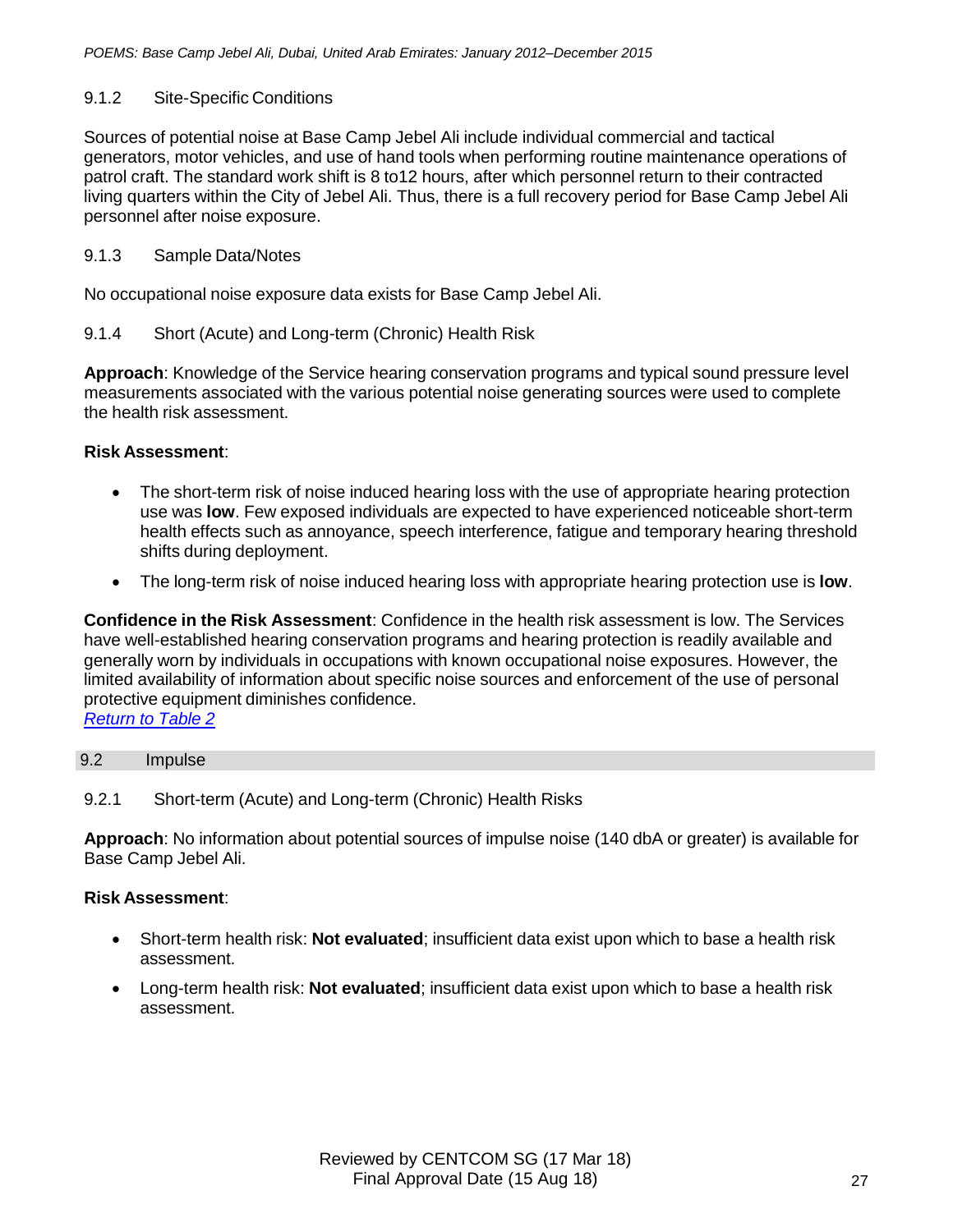### 9.1.2 Site-Specific Conditions

Sources of potential noise at Base Camp Jebel Ali include individual commercial and tactical generators, motor vehicles, and use of hand tools when performing routine maintenance operations of patrol craft. The standard work shift is 8 to12 hours, after which personnel return to their contracted living quarters within the City of Jebel Ali. Thus, there is a full recovery period for Base Camp Jebel Ali personnel after noise exposure.

### 9.1.3 Sample Data/Notes

No occupational noise exposure data exists for Base Camp Jebel Ali.

### 9.1.4 Short (Acute) and Long-term (Chronic) Health Risk

**Approach**: Knowledge of the Service hearing conservation programs and typical sound pressure level measurements associated with the various potential noise generating sources were used to complete the health risk assessment.

**Risk Assessment**:

- The short-term risk of noise induced hearing loss with the use of appropriate hearing protection use was **low**. Few exposed individuals are expected to have experienced noticeable short-term health effects such as annoyance, speech interference, fatigue and temporary hearing threshold shifts during deployment.
- The long-term risk of noise induced hearing loss with appropriate hearing protection use is **low**.

**Confidence in the Risk Assessment**: Confidence in the health risk assessment is low. The Services have well-established hearing conservation programs and hearing protection is readily available and generally worn by individuals in occupations with known occupational noise exposures. However, the limited availability of information about specific noise sources and enforcement of the use of personal protective equipment diminishes confidence.
*Return to Table 2*

## 9.2 Impulse

### 9.2.1 Short-term (Acute) and Long-term (Chronic) Health Risks

**Approach**: No information about potential sources of impulse noise (140 dbA or greater) is available for Base Camp Jebel Ali.

**Risk Assessment**:

- Short-term health risk: **Not evaluated**; insufficient data exist upon which to base a health risk assessment.
- Long-term health risk: **Not evaluated**; insufficient data exist upon which to base a health risk assessment.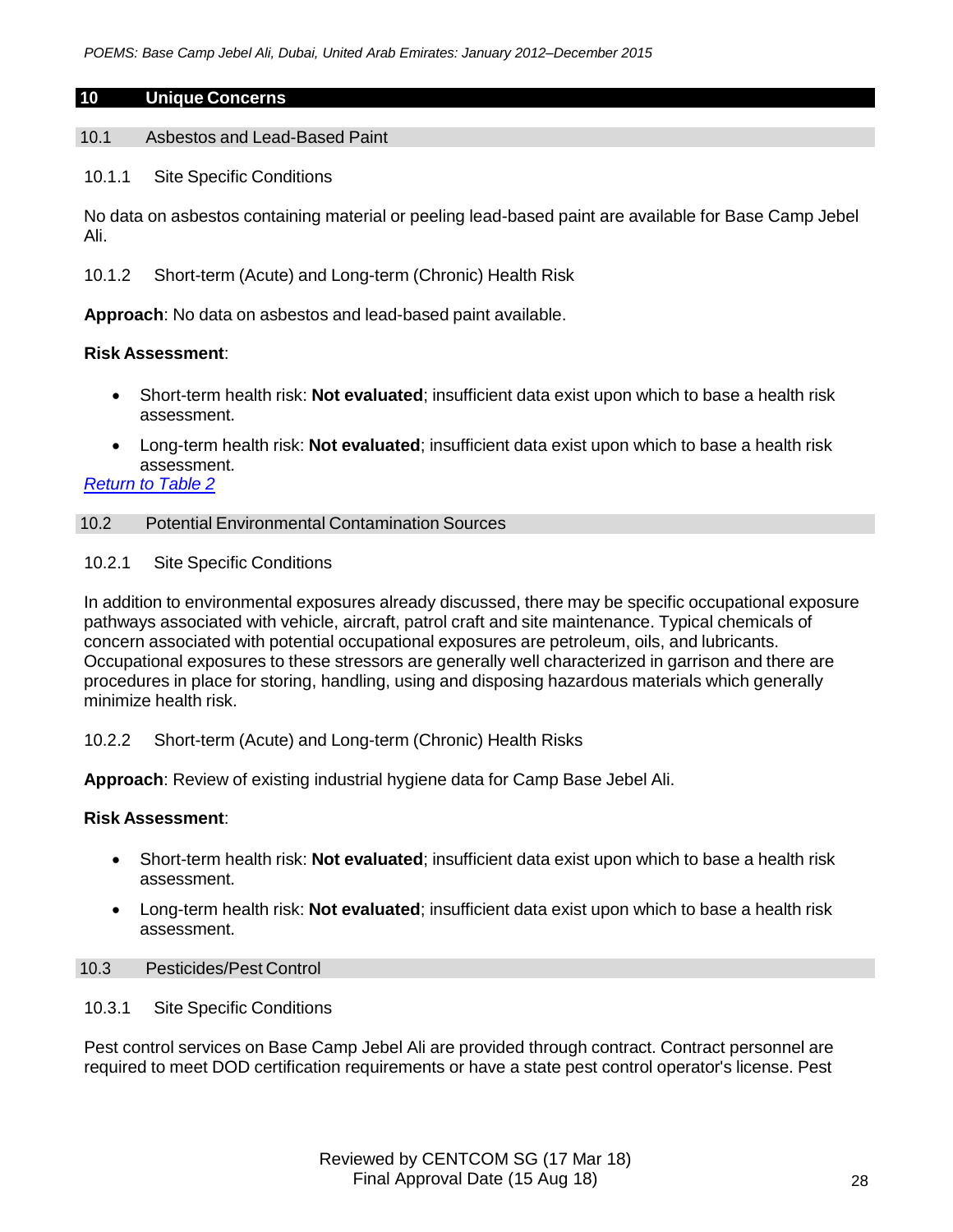## 10 Unique Concerns

### 10.1 Asbestos and Lead-Based Paint

#### 10.1.1 Site Specific Conditions

No data on asbestos containing material or peeling lead-based paint are available for Base Camp Jebel Ali.

#### 10.1.2 Short-term (Acute) and Long-term (Chronic) Health Risk

**Approach**: No data on asbestos and lead-based paint available.

**Risk Assessment**:

- Short-term health risk: **Not evaluated**; insufficient data exist upon which to base a health risk assessment.
- Long-term health risk: **Not evaluated**; insufficient data exist upon which to base a health risk assessment.

*Return to Table 2*

### 10.2 Potential Environmental Contamination Sources

#### 10.2.1 Site Specific Conditions

In addition to environmental exposures already discussed, there may be specific occupational exposure pathways associated with vehicle, aircraft, patrol craft and site maintenance. Typical chemicals of concern associated with potential occupational exposures are petroleum, oils, and lubricants. Occupational exposures to these stressors are generally well characterized in garrison and there are procedures in place for storing, handling, using and disposing hazardous materials which generally minimize health risk.

#### 10.2.2 Short-term (Acute) and Long-term (Chronic) Health Risks

**Approach**: Review of existing industrial hygiene data for Camp Base Jebel Ali.

**Risk Assessment**:

- Short-term health risk: **Not evaluated**; insufficient data exist upon which to base a health risk assessment.
- Long-term health risk: **Not evaluated**; insufficient data exist upon which to base a health risk assessment.

### 10.3 Pesticides/Pest Control

#### 10.3.1 Site Specific Conditions

Pest control services on Base Camp Jebel Ali are provided through contract. Contract personnel are required to meet DOD certification requirements or have a state pest control operator's license. Pest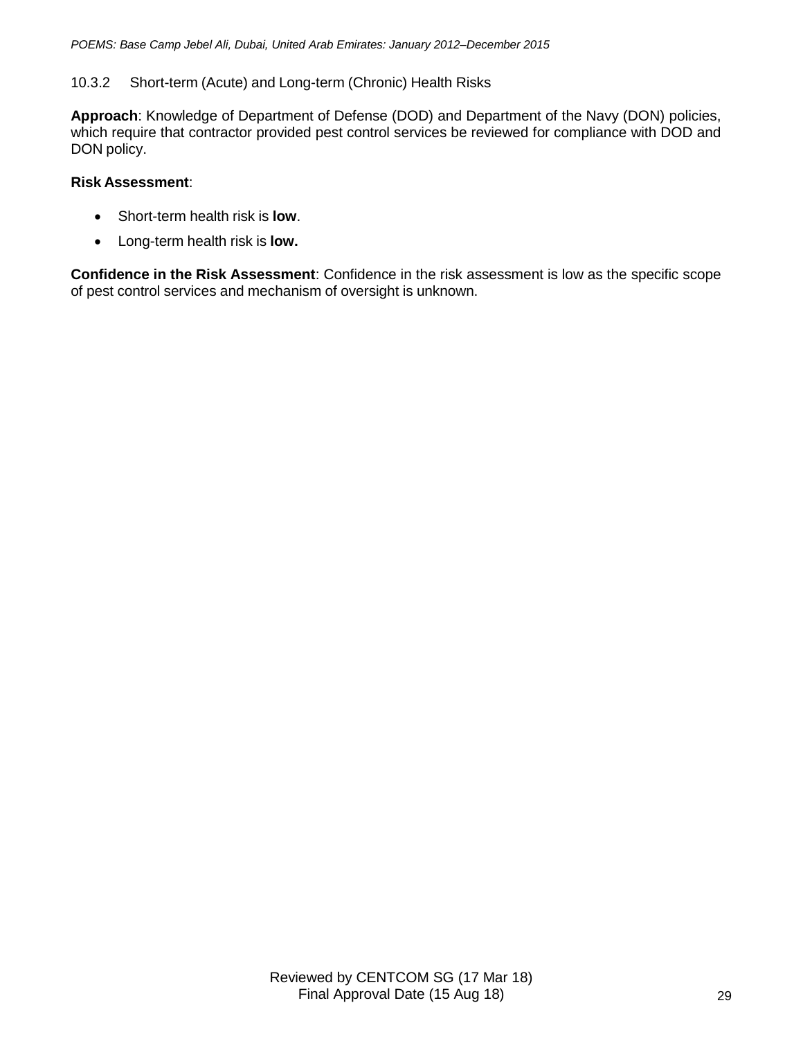#### 10.3.2 Short-term (Acute) and Long-term (Chronic) Health Risks

**Approach**: Knowledge of Department of Defense (DOD) and Department of the Navy (DON) policies, which require that contractor provided pest control services be reviewed for compliance with DOD and DON policy.

**Risk Assessment**:

- Short-term health risk is **low**.
- Long-term health risk is **low.**

**Confidence in the Risk Assessment**: Confidence in the risk assessment is low as the specific scope of pest control services and mechanism of oversight is unknown.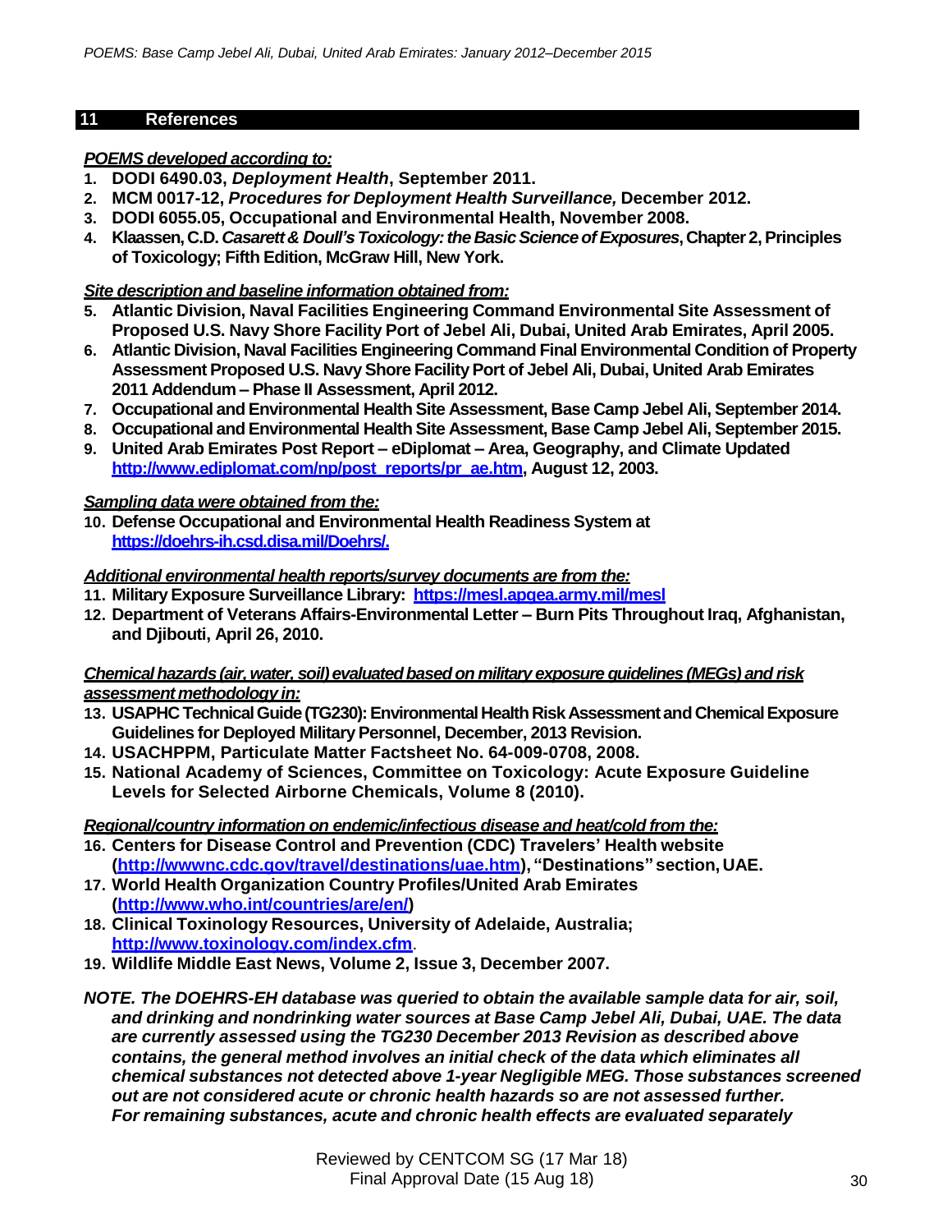## 11 References

***POEMS developed according to:***

1. **DODI 6490.03, *Deployment Health*, September 2011.**
2. **MCM 0017-12, *Procedures for Deployment Health Surveillance,* December 2012.**
3. **DODI 6055.05, Occupational and Environmental Health, November 2008.**
4. **Klaassen, C.D. *Casarett & Doull's Toxicology: the Basic Science of Exposures*, Chapter 2, Principles of Toxicology; Fifth Edition, McGraw Hill, New York.**

***Site description and baseline information obtained from:***

5. **Atlantic Division, Naval Facilities Engineering Command Environmental Site Assessment of Proposed U.S. Navy Shore Facility Port of Jebel Ali, Dubai, United Arab Emirates, April 2005.**
6. **Atlantic Division, Naval Facilities Engineering Command Final Environmental Condition of Property Assessment Proposed U.S. Navy Shore Facility Port of Jebel Ali, Dubai, United Arab Emirates 2011 Addendum – Phase II Assessment, April 2012.**
7. **Occupational and Environmental Health Site Assessment, Base Camp Jebel Ali, September 2014.**
8. **Occupational and Environmental Health Site Assessment, Base Camp Jebel Ali, September 2015.**
9. **United Arab Emirates Post Report – eDiplomat – Area, Geography, and Climate Updated [http://www.ediplomat.com/np/post_reports/pr_ae.htm](http://www.ediplomat.com/np/post_reports/pr_ae.htm), August 12, 2003.**

***Sampling data were obtained from the:***

10. **Defense Occupational and Environmental Health Readiness System at [https://doehrs-ih.csd.disa.mil/Doehrs/.](https://doehrs-ih.csd.disa.mil/Doehrs/)**

***Additional environmental health reports/survey documents are from the:***

11. **Military Exposure Surveillance Library: [https://mesl.apgea.army.mil/mesl](https://mesl.apgea.army.mil/mesl)**
12. **Department of Veterans Affairs-Environmental Letter – Burn Pits Throughout Iraq, Afghanistan, and Djibouti, April 26, 2010.**

***Chemical hazards (air, water, soil) evaluated based on military exposure guidelines (MEGs) and risk assessment methodology in:***

13. **USAPHC Technical Guide (TG230): Environmental Health Risk Assessment and Chemical Exposure Guidelines for Deployed Military Personnel, December, 2013 Revision.**
14. **USACHPPM, Particulate Matter Factsheet No. 64-009-0708, 2008.**
15. **National Academy of Sciences, Committee on Toxicology: Acute Exposure Guideline Levels for Selected Airborne Chemicals, Volume 8 (2010).**

***Regional/country information on endemic/infectious disease and heat/cold from the:***

16. **Centers for Disease Control and Prevention (CDC) Travelers' Health website ([http://wwwnc.cdc.gov/travel/destinations/uae.htm](http://wwwnc.cdc.gov/travel/destinations/uae.htm)), "Destinations" section, UAE.**
17. **World Health Organization Country Profiles/United Arab Emirates ([http://www.who.int/countries/are/en/](http://www.who.int/countries/are/en/))**
18. **Clinical Toxinology Resources, University of Adelaide, Australia; [http://www.toxinology.com/index.cfm](http://www.toxinology.com/index.cfm).**
19. **Wildlife Middle East News, Volume 2, Issue 3, December 2007.**

***NOTE. The DOEHRS-EH database was queried to obtain the available sample data for air, soil, and drinking and nondrinking water sources at Base Camp Jebel Ali, Dubai, UAE. The data are currently assessed using the TG230 December 2013 Revision as described above contains, the general method involves an initial check of the data which eliminates all chemical substances not detected above 1-year Negligible MEG. Those substances screened out are not considered acute or chronic health hazards so are not assessed further. For remaining substances, acute and chronic health effects are evaluated separately***

Reviewed by CENTCOM SG (17 Mar 18)
Final Approval Date (15 Aug 18)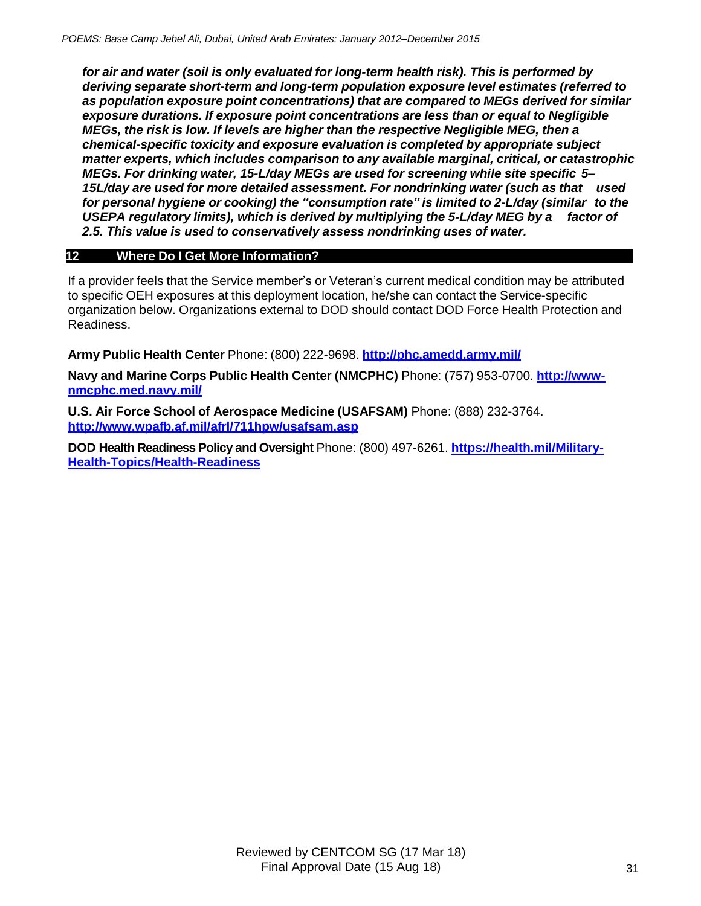***for air and water (soil is only evaluated for long-term health risk). This is performed by deriving separate short-term and long-term population exposure level estimates (referred to as population exposure point concentrations) that are compared to MEGs derived for similar exposure durations. If exposure point concentrations are less than or equal to Negligible MEGs, the risk is low. If levels are higher than the respective Negligible MEG, then a chemical-specific toxicity and exposure evaluation is completed by appropriate subject matter experts, which includes comparison to any available marginal, critical, or catastrophic MEGs. For drinking water, 15-L/day MEGs are used for screening while site specific 5–15L/day are used for more detailed assessment. For nondrinking water (such as that used for personal hygiene or cooking) the "consumption rate" is limited to 2-L/day (similar to the USEPA regulatory limits), which is derived by multiplying the 5-L/day MEG by a factor of 2.5. This value is used to conservatively assess nondrinking uses of water.***

## 12 Where Do I Get More Information?

If a provider feels that the Service member's or Veteran's current medical condition may be attributed to specific OEH exposures at this deployment location, he/she can contact the Service-specific organization below. Organizations external to DOD should contact DOD Force Health Protection and Readiness.

**Army Public Health Center** Phone: (800) 222-9698. **http://phc.amedd.army.mil/**

**Navy and Marine Corps Public Health Center (NMCPHC)** Phone: (757) 953-0700. **http://www-nmcphc.med.navy.mil/**

**U.S. Air Force School of Aerospace Medicine (USAFSAM)** Phone: (888) 232-3764. **http://www.wpafb.af.mil/afrl/711hpw/usafsam.asp**

**DOD Health Readiness Policy and Oversight** Phone: (800) 497-6261. **https://health.mil/Military-Health-Topics/Health-Readiness**

Reviewed by CENTCOM SG (17 Mar 18)
Final Approval Date (15 Aug 18)